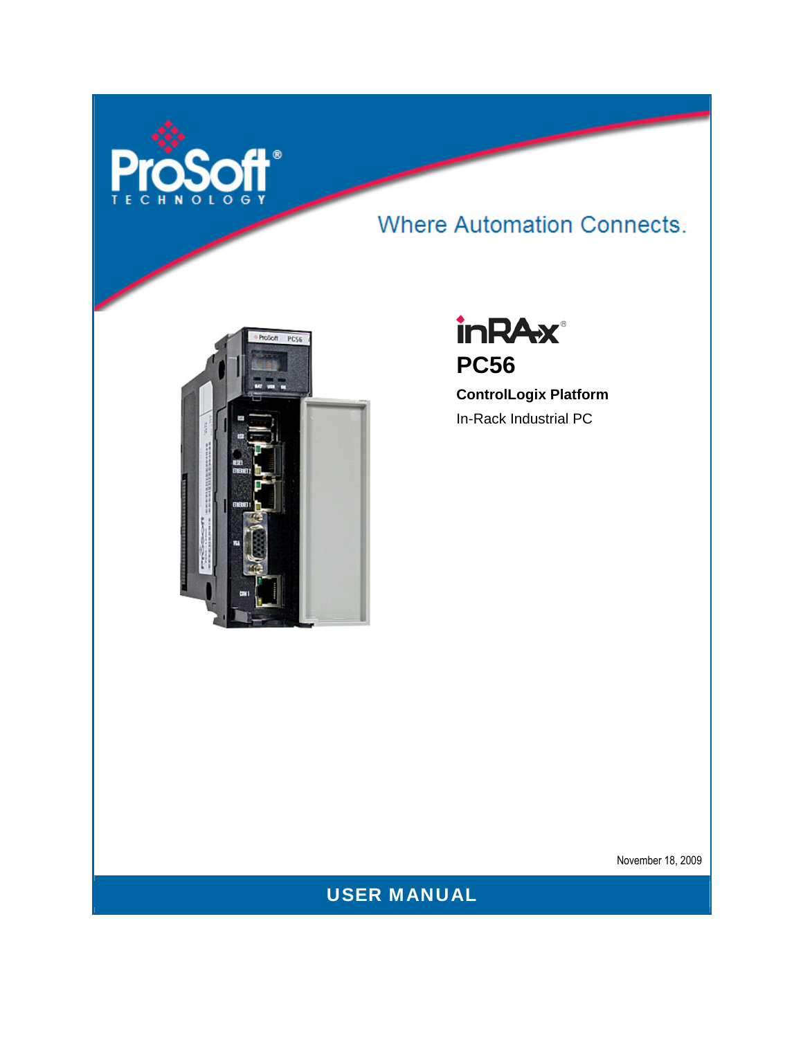ProSoft® TECHNOLOGY

Where Automation Connects.

inRAx®

# PC56

**ControlLogix Platform**

In-Rack Industrial PC

November 18, 2009

**USER MANUAL**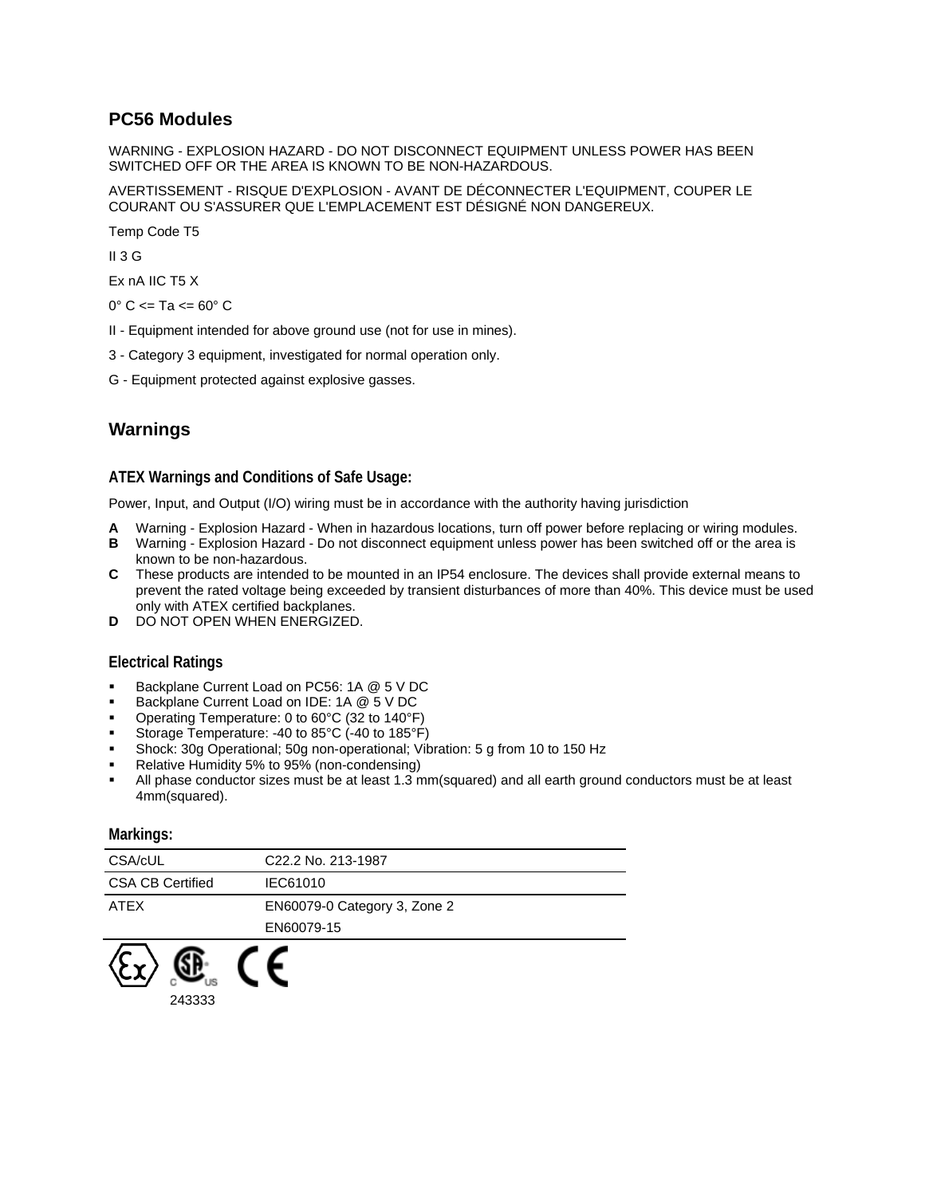## PC56 Modules

WARNING - EXPLOSION HAZARD - DO NOT DISCONNECT EQUIPMENT UNLESS POWER HAS BEEN SWITCHED OFF OR THE AREA IS KNOWN TO BE NON-HAZARDOUS.

AVERTISSEMENT - RISQUE D'EXPLOSION - AVANT DE DÉCONNECTER L'EQUIPMENT, COUPER LE COURANT OU S'ASSURER QUE L'EMPLACEMENT EST DÉSIGNÉ NON DANGEREUX.

Temp Code T5

II 3 G

Ex nA IIC T5 X

0° C <= Ta <= 60° C

II - Equipment intended for above ground use (not for use in mines).

3 - Category 3 equipment, investigated for normal operation only.

G - Equipment protected against explosive gasses.

## Warnings

### ATEX Warnings and Conditions of Safe Usage:

Power, Input, and Output (I/O) wiring must be in accordance with the authority having jurisdiction

**A** Warning - Explosion Hazard - When in hazardous locations, turn off power before replacing or wiring modules.
**B** Warning - Explosion Hazard - Do not disconnect equipment unless power has been switched off or the area is known to be non-hazardous.
**C** These products are intended to be mounted in an IP54 enclosure. The devices shall provide external means to prevent the rated voltage being exceeded by transient disturbances of more than 40%. This device must be used only with ATEX certified backplanes.
**D** DO NOT OPEN WHEN ENERGIZED.

### Electrical Ratings

- Backplane Current Load on PC56: 1A @ 5 V DC
- Backplane Current Load on IDE: 1A @ 5 V DC
- Operating Temperature: 0 to 60°C (32 to 140°F)
- Storage Temperature: -40 to 85°C (-40 to 185°F)
- Shock: 30g Operational; 50g non-operational; Vibration: 5 g from 10 to 150 Hz
- Relative Humidity 5% to 95% (non-condensing)
- All phase conductor sizes must be at least 1.3 mm(squared) and all earth ground conductors must be at least 4mm(squared).

### Markings:

| | |
|---|---|
| CSA/cUL | C22.2 No. 213-1987 |
| CSA CB Certified | IEC61010 |
| ATEX | EN60079-0 Category 3, Zone 2 |
| | EN60079-15 |

243333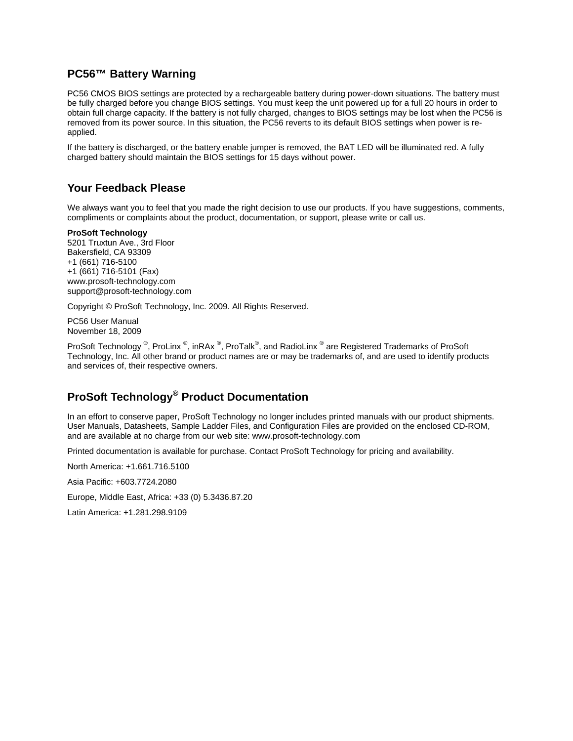## PC56™ Battery Warning

PC56 CMOS BIOS settings are protected by a rechargeable battery during power-down situations. The battery must be fully charged before you change BIOS settings. You must keep the unit powered up for a full 20 hours in order to obtain full charge capacity. If the battery is not fully charged, changes to BIOS settings may be lost when the PC56 is removed from its power source. In this situation, the PC56 reverts to its default BIOS settings when power is re-applied.

If the battery is discharged, or the battery enable jumper is removed, the BAT LED will be illuminated red. A fully charged battery should maintain the BIOS settings for 15 days without power.

## Your Feedback Please

We always want you to feel that you made the right decision to use our products. If you have suggestions, comments, compliments or complaints about the product, documentation, or support, please write or call us.

**ProSoft Technology**
5201 Truxtun Ave., 3rd Floor
Bakersfield, CA 93309
+1 (661) 716-5100
+1 (661) 716-5101 (Fax)
www.prosoft-technology.com
support@prosoft-technology.com

Copyright © ProSoft Technology, Inc. 2009. All Rights Reserved.

PC56 User Manual
November 18, 2009

ProSoft Technology ®, ProLinx ®, inRAx ®, ProTalk®, and RadioLinx ® are Registered Trademarks of ProSoft Technology, Inc. All other brand or product names are or may be trademarks of, and are used to identify products and services of, their respective owners.

## ProSoft Technology® Product Documentation

In an effort to conserve paper, ProSoft Technology no longer includes printed manuals with our product shipments. User Manuals, Datasheets, Sample Ladder Files, and Configuration Files are provided on the enclosed CD-ROM, and are available at no charge from our web site: www.prosoft-technology.com

Printed documentation is available for purchase. Contact ProSoft Technology for pricing and availability.

North America: +1.661.716.5100

Asia Pacific: +603.7724.2080

Europe, Middle East, Africa: +33 (0) 5.3436.87.20

Latin America: +1.281.298.9109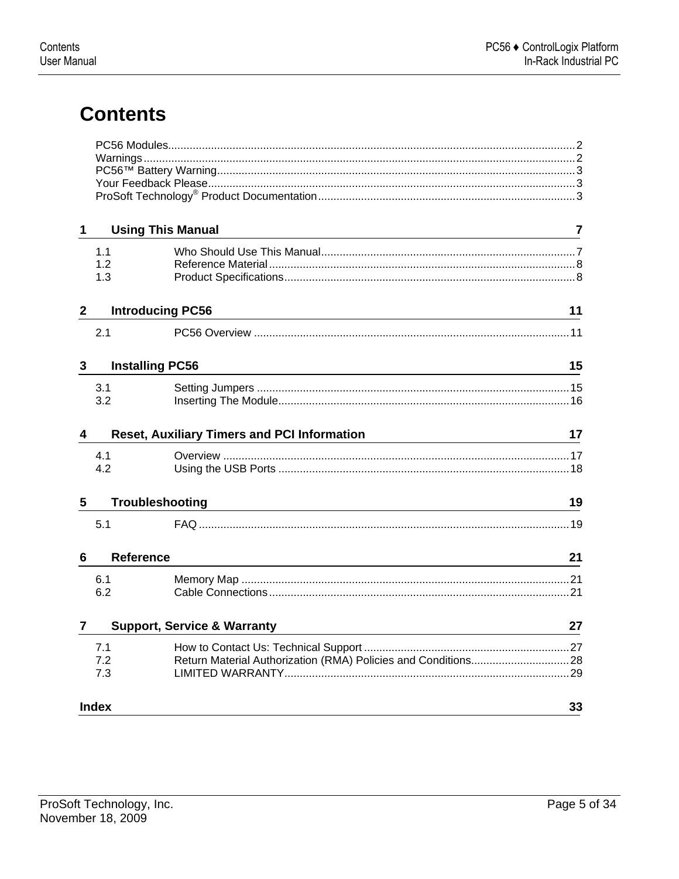# Contents

PC56 Modules....................................................................................................................................2
Warnings...........................................................................................................................................2
PC56™ Battery Warning...................................................................................................................3
Your Feedback Please.......................................................................................................................3
ProSoft Technology® Product Documentation...................................................................................3

## 1 Using This Manual 7

1.1 Who Should Use This Manual..................................................................................7
1.2 Reference Material...................................................................................................8
1.3 Product Specifications..............................................................................................8

## 2 Introducing PC56 11

2.1 PC56 Overview .......................................................................................................11

## 3 Installing PC56 15

3.1 Setting Jumpers ......................................................................................................15
3.2 Inserting The Module..............................................................................................16

## 4 Reset, Auxiliary Timers and PCI Information 17

4.1 Overview ................................................................................................................17
4.2 Using the USB Ports ..............................................................................................18

## 5 Troubleshooting 19

5.1 FAQ ........................................................................................................................19

## 6 Reference 21

6.1 Memory Map ...........................................................................................................21
6.2 Cable Connections..................................................................................................21

## 7 Support, Service & Warranty 27

7.1 How to Contact Us: Technical Support ...................................................................27
7.2 Return Material Authorization (RMA) Policies and Conditions................................28
7.3 LIMITED WARRANTY.............................................................................................29

## Index 33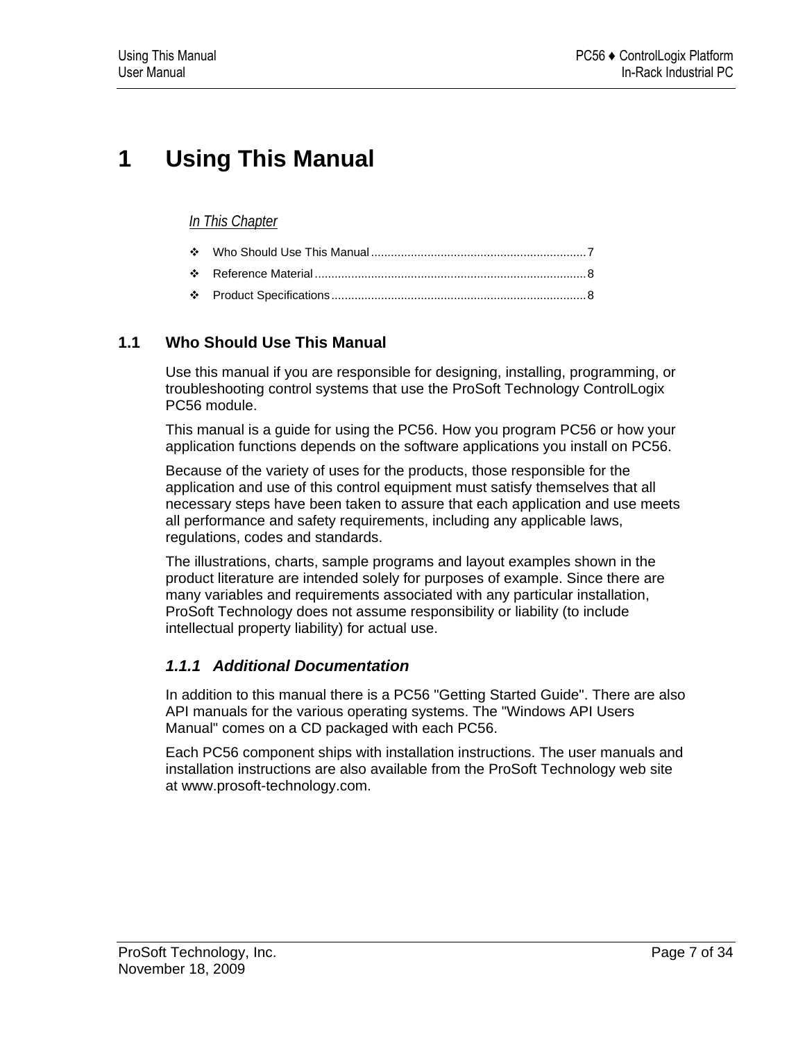# 1 Using This Manual

*In This Chapter*

- Who Should Use This Manual ................................................................7
- Reference Material ..................................................................................8
- Product Specifications .............................................................................8

## 1.1 Who Should Use This Manual

Use this manual if you are responsible for designing, installing, programming, or troubleshooting control systems that use the ProSoft Technology ControlLogix PC56 module.

This manual is a guide for using the PC56. How you program PC56 or how your application functions depends on the software applications you install on PC56.

Because of the variety of uses for the products, those responsible for the application and use of this control equipment must satisfy themselves that all necessary steps have been taken to assure that each application and use meets all performance and safety requirements, including any applicable laws, regulations, codes and standards.

The illustrations, charts, sample programs and layout examples shown in the product literature are intended solely for purposes of example. Since there are many variables and requirements associated with any particular installation, ProSoft Technology does not assume responsibility or liability (to include intellectual property liability) for actual use.

### *1.1.1 Additional Documentation*

In addition to this manual there is a PC56 "Getting Started Guide". There are also API manuals for the various operating systems. The "Windows API Users Manual" comes on a CD packaged with each PC56.

Each PC56 component ships with installation instructions. The user manuals and installation instructions are also available from the ProSoft Technology web site at www.prosoft-technology.com.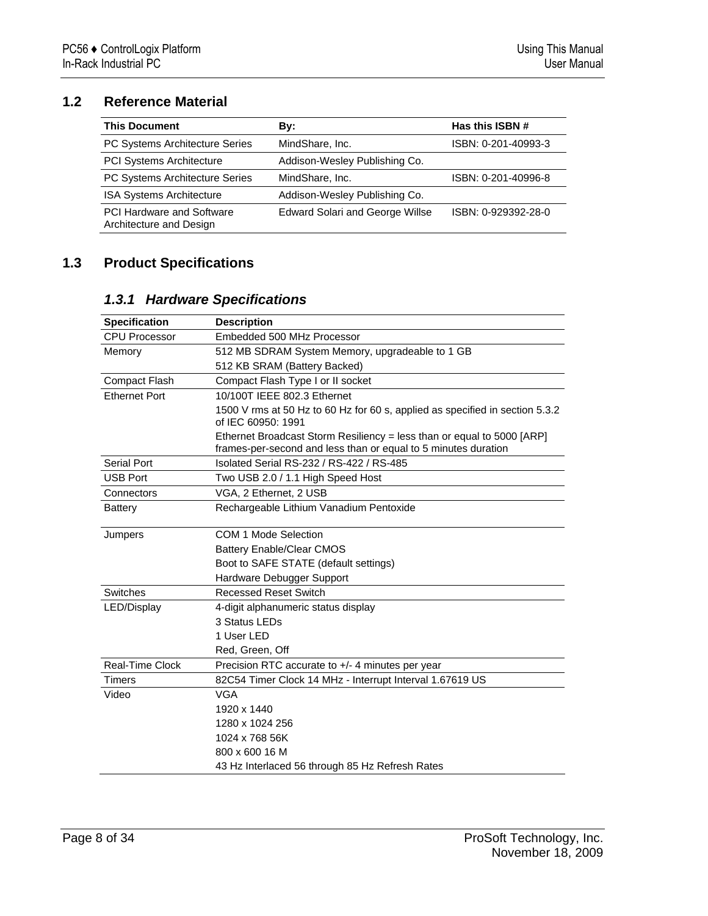## 1.2 Reference Material

| This Document | By: | Has this ISBN # |
|---|---|---|
| PC Systems Architecture Series | MindShare, Inc. | ISBN: 0-201-40993-3 |
| PCI Systems Architecture | Addison-Wesley Publishing Co. | |
| PC Systems Architecture Series | MindShare, Inc. | ISBN: 0-201-40996-8 |
| ISA Systems Architecture | Addison-Wesley Publishing Co. | |
| PCI Hardware and Software Architecture and Design | Edward Solari and George Willse | ISBN: 0-929392-28-0 |

## 1.3 Product Specifications

### *1.3.1 Hardware Specifications*

| Specification | Description |
|---|---|
| CPU Processor | Embedded 500 MHz Processor |
| Memory | 512 MB SDRAM System Memory, upgradeable to 1 GB |
| | 512 KB SRAM (Battery Backed) |
| Compact Flash | Compact Flash Type I or II socket |
| Ethernet Port | 10/100T IEEE 802.3 Ethernet |
| | 1500 V rms at 50 Hz to 60 Hz for 60 s, applied as specified in section 5.3.2 of IEC 60950: 1991 |
| | Ethernet Broadcast Storm Resiliency = less than or equal to 5000 [ARP] frames-per-second and less than or equal to 5 minutes duration |
| Serial Port | Isolated Serial RS-232 / RS-422 / RS-485 |
| USB Port | Two USB 2.0 / 1.1 High Speed Host |
| Connectors | VGA, 2 Ethernet, 2 USB |
| Battery | Rechargeable Lithium Vanadium Pentoxide |
| Jumpers | COM 1 Mode Selection |
| | Battery Enable/Clear CMOS |
| | Boot to SAFE STATE (default settings) |
| | Hardware Debugger Support |
| Switches | Recessed Reset Switch |
| LED/Display | 4-digit alphanumeric status display |
| | 3 Status LEDs |
| | 1 User LED |
| | Red, Green, Off |
| Real-Time Clock | Precision RTC accurate to +/- 4 minutes per year |
| Timers | 82C54 Timer Clock 14 MHz - Interrupt Interval 1.67619 US |
| Video | VGA |
| | 1920 x 1440 |
| | 1280 x 1024 256 |
| | 1024 x 768 56K |
| | 800 x 600 16 M |
| | 43 Hz Interlaced 56 through 85 Hz Refresh Rates |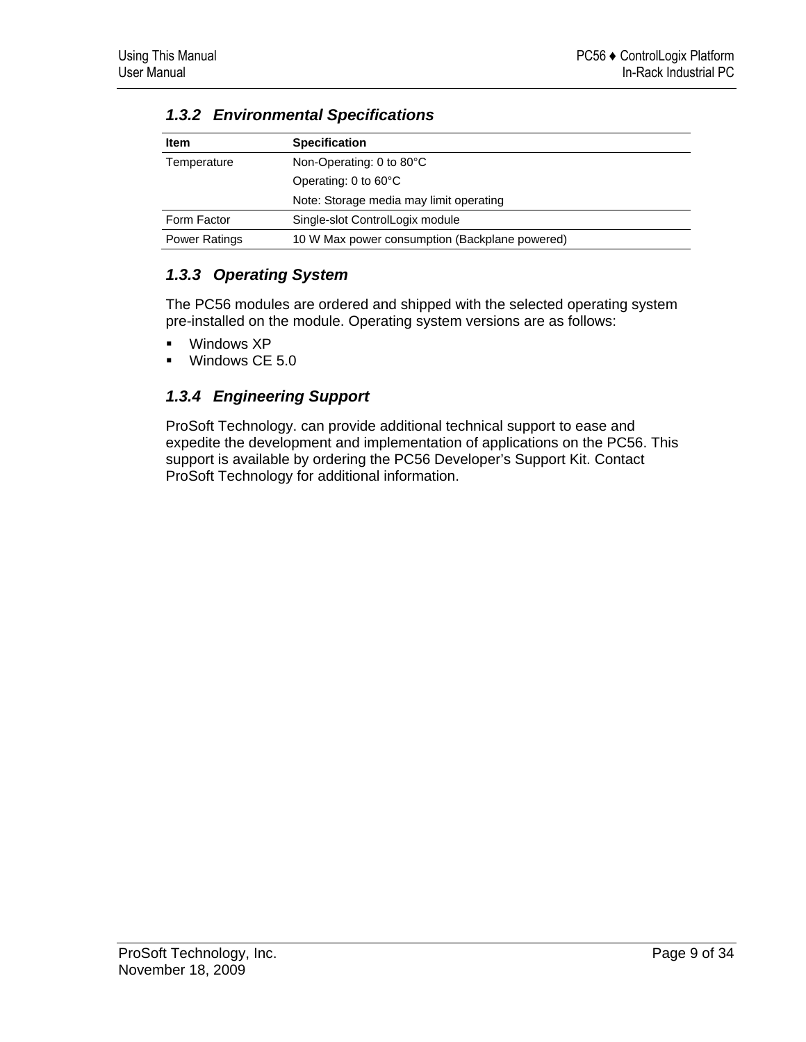### *1.3.2 Environmental Specifications*

| Item | Specification |
|---|---|
| Temperature | Non-Operating: 0 to 80°C<br>Operating: 0 to 60°C<br>Note: Storage media may limit operating |
| Form Factor | Single-slot ControlLogix module |
| Power Ratings | 10 W Max power consumption (Backplane powered) |

### *1.3.3 Operating System*

The PC56 modules are ordered and shipped with the selected operating system pre-installed on the module. Operating system versions are as follows:

- Windows XP
- Windows CE 5.0

### *1.3.4 Engineering Support*

ProSoft Technology. can provide additional technical support to ease and expedite the development and implementation of applications on the PC56. This support is available by ordering the PC56 Developer's Support Kit. Contact ProSoft Technology for additional information.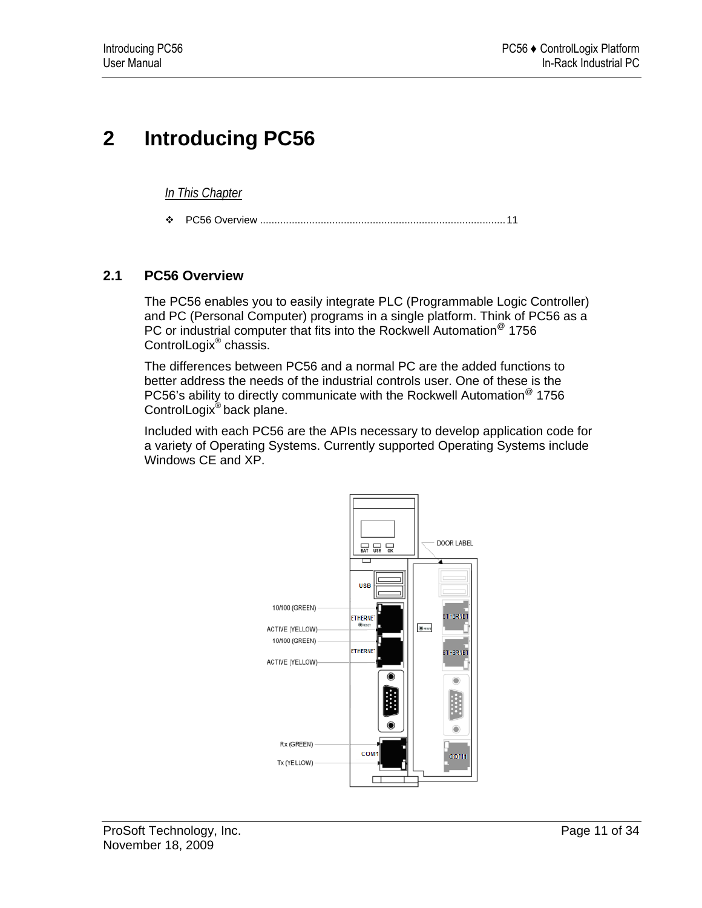# 2 Introducing PC56

*In This Chapter*

- PC56 Overview .................................................................................... 11

## 2.1 PC56 Overview

The PC56 enables you to easily integrate PLC (Programmable Logic Controller) and PC (Personal Computer) programs in a single platform. Think of PC56 as a PC or industrial computer that fits into the Rockwell Automation@ 1756 ControlLogix® chassis.

The differences between PC56 and a normal PC are the added functions to better address the needs of the industrial controls user. One of these is the PC56's ability to directly communicate with the Rockwell Automation@ 1756 ControlLogix® back plane.

Included with each PC56 are the APIs necessary to develop application code for a variety of Operating Systems. Currently supported Operating Systems include Windows CE and XP.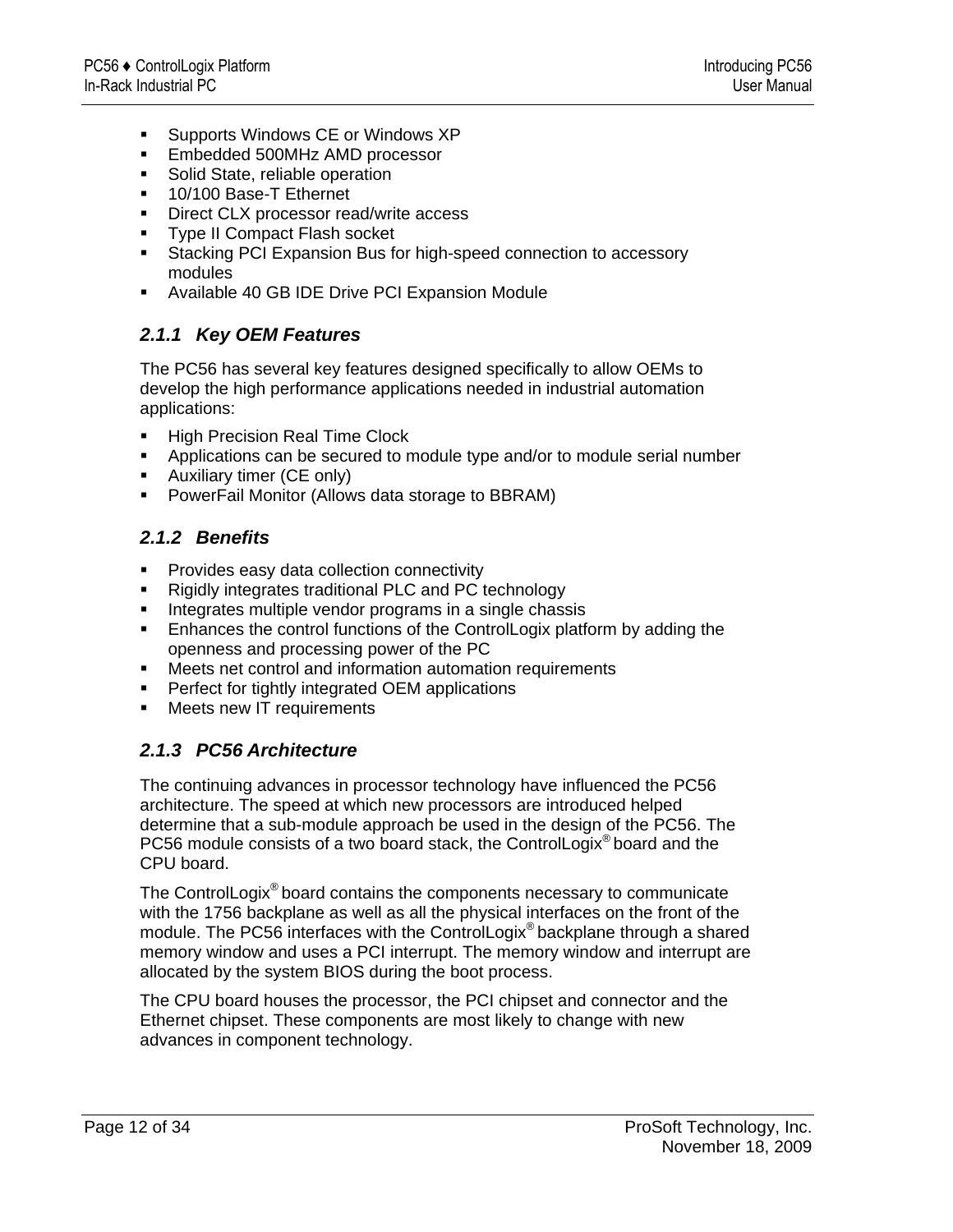- Supports Windows CE or Windows XP
- Embedded 500MHz AMD processor
- Solid State, reliable operation
- 10/100 Base-T Ethernet
- Direct CLX processor read/write access
- Type II Compact Flash socket
- Stacking PCI Expansion Bus for high-speed connection to accessory modules
- Available 40 GB IDE Drive PCI Expansion Module

### *2.1.1 Key OEM Features*

The PC56 has several key features designed specifically to allow OEMs to develop the high performance applications needed in industrial automation applications:

- High Precision Real Time Clock
- Applications can be secured to module type and/or to module serial number
- Auxiliary timer (CE only)
- PowerFail Monitor (Allows data storage to BBRAM)

### *2.1.2 Benefits*

- Provides easy data collection connectivity
- Rigidly integrates traditional PLC and PC technology
- Integrates multiple vendor programs in a single chassis
- Enhances the control functions of the ControlLogix platform by adding the openness and processing power of the PC
- Meets net control and information automation requirements
- Perfect for tightly integrated OEM applications
- Meets new IT requirements

### *2.1.3 PC56 Architecture*

The continuing advances in processor technology have influenced the PC56 architecture. The speed at which new processors are introduced helped determine that a sub-module approach be used in the design of the PC56. The PC56 module consists of a two board stack, the ControlLogix® board and the CPU board.

The ControlLogix® board contains the components necessary to communicate with the 1756 backplane as well as all the physical interfaces on the front of the module. The PC56 interfaces with the ControlLogix® backplane through a shared memory window and uses a PCI interrupt. The memory window and interrupt are allocated by the system BIOS during the boot process.

The CPU board houses the processor, the PCI chipset and connector and the Ethernet chipset. These components are most likely to change with new advances in component technology.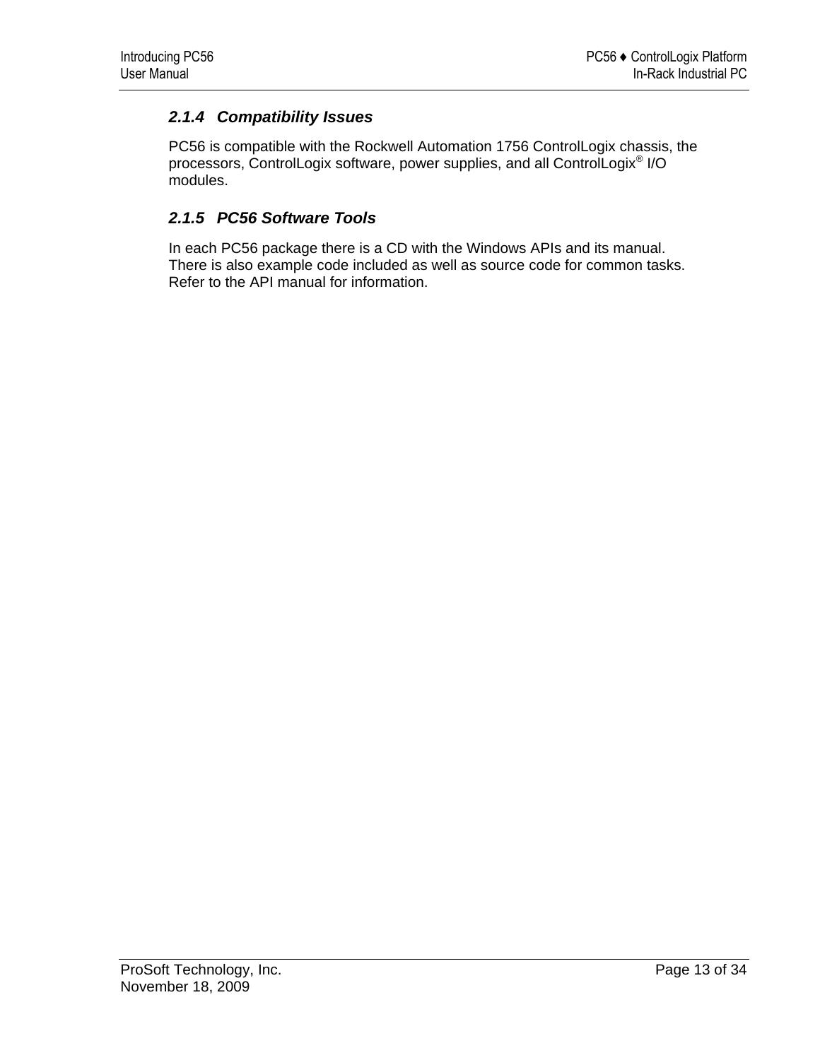### *2.1.4 Compatibility Issues*

PC56 is compatible with the Rockwell Automation 1756 ControlLogix chassis, the processors, ControlLogix software, power supplies, and all ControlLogix® I/O modules.

### *2.1.5 PC56 Software Tools*

In each PC56 package there is a CD with the Windows APIs and its manual. There is also example code included as well as source code for common tasks. Refer to the API manual for information.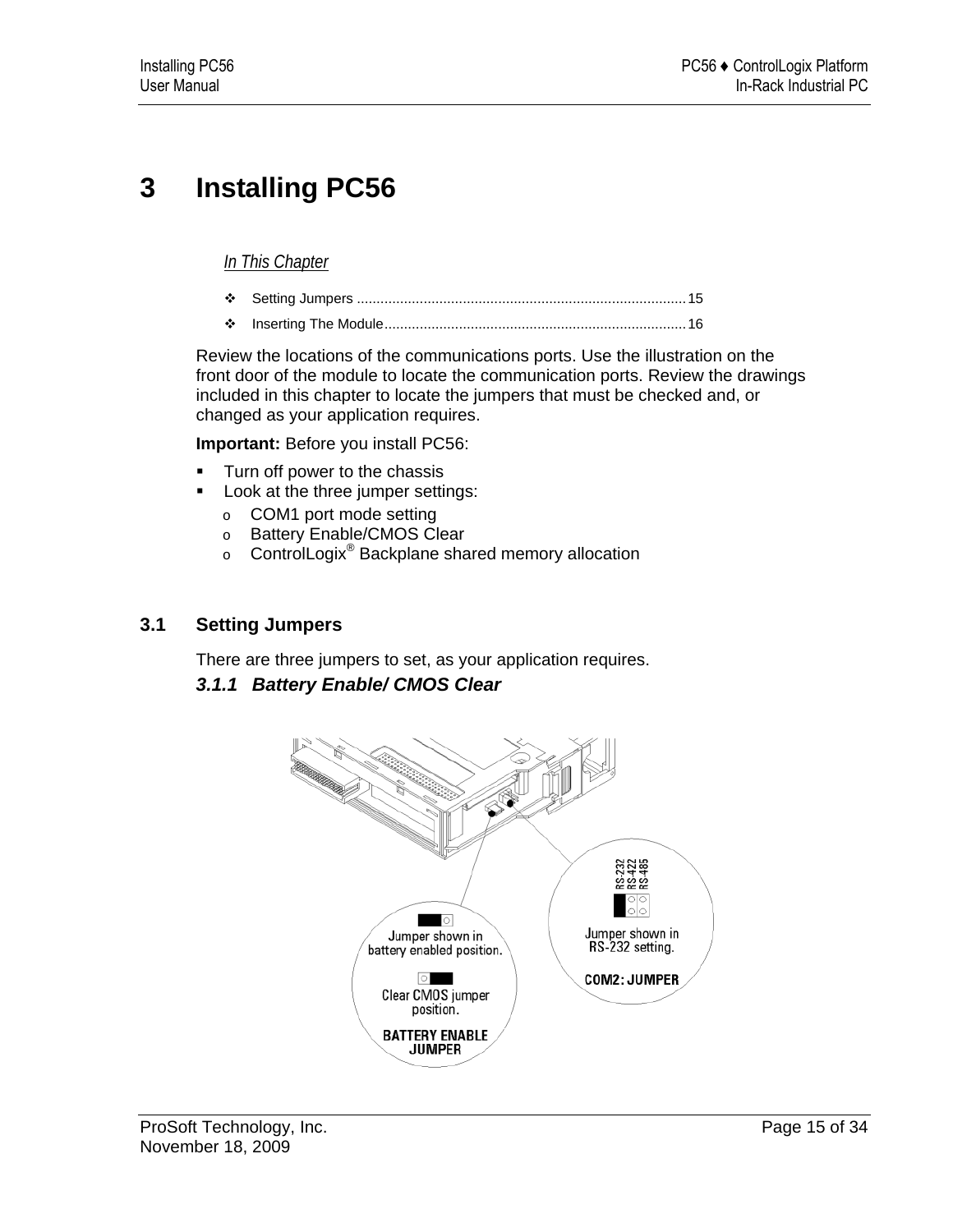# 3 Installing PC56

*In This Chapter*

- Setting Jumpers .................................................................................. 15
- Inserting The Module............................................................................ 16

Review the locations of the communications ports. Use the illustration on the front door of the module to locate the communication ports. Review the drawings included in this chapter to locate the jumpers that must be checked and, or changed as your application requires.

**Important:** Before you install PC56:

- Turn off power to the chassis
- Look at the three jumper settings:
  - COM1 port mode setting
  - Battery Enable/CMOS Clear
  - ControlLogix® Backplane shared memory allocation

## 3.1 Setting Jumpers

There are three jumpers to set, as your application requires.

### 3.1.1 Battery Enable/ CMOS Clear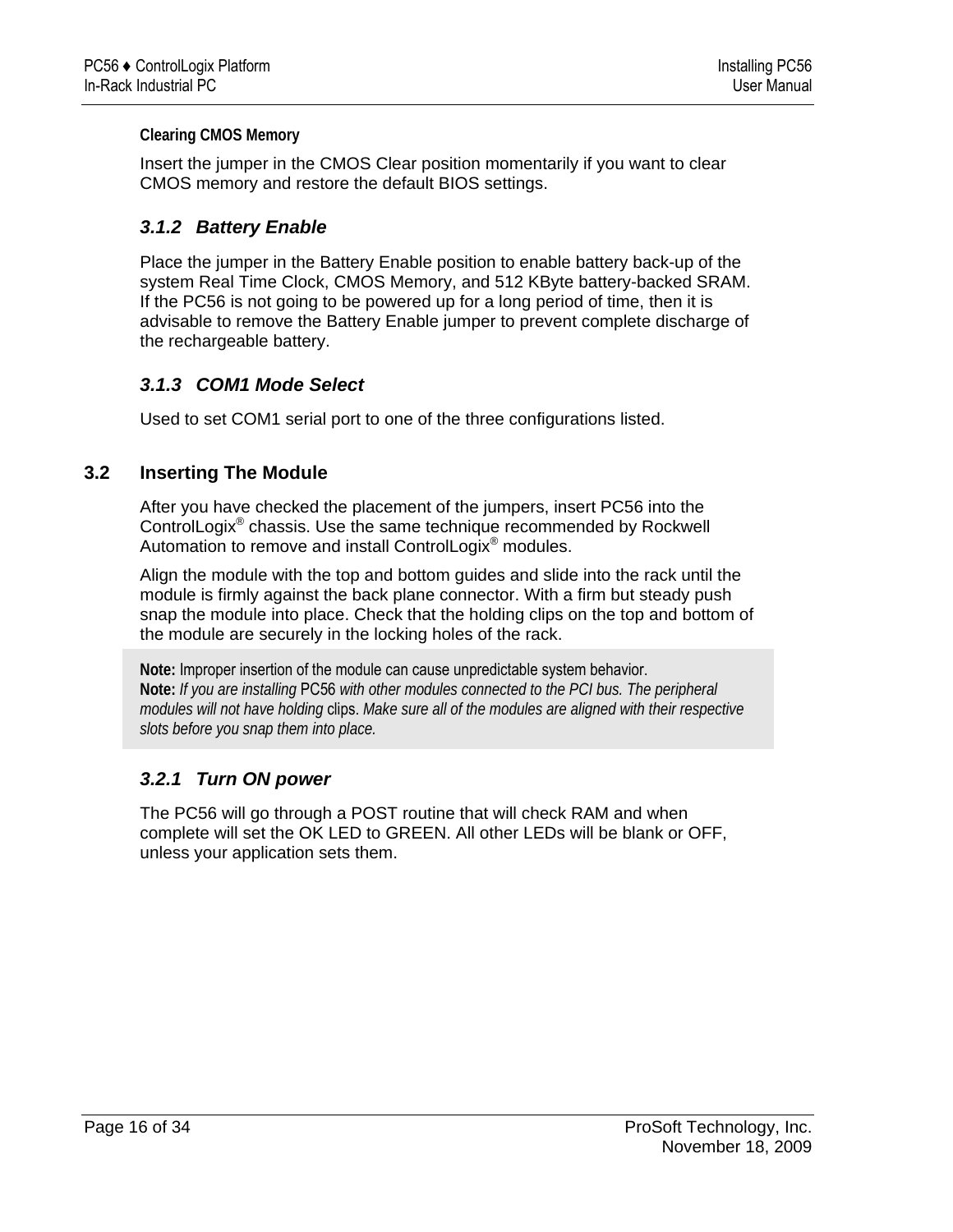**Clearing CMOS Memory**

Insert the jumper in the CMOS Clear position momentarily if you want to clear CMOS memory and restore the default BIOS settings.

### *3.1.2 Battery Enable*

Place the jumper in the Battery Enable position to enable battery back-up of the system Real Time Clock, CMOS Memory, and 512 KByte battery-backed SRAM. If the PC56 is not going to be powered up for a long period of time, then it is advisable to remove the Battery Enable jumper to prevent complete discharge of the rechargeable battery.

### *3.1.3 COM1 Mode Select*

Used to set COM1 serial port to one of the three configurations listed.

## 3.2 Inserting The Module

After you have checked the placement of the jumpers, insert PC56 into the ControlLogix® chassis. Use the same technique recommended by Rockwell Automation to remove and install ControlLogix® modules.

Align the module with the top and bottom guides and slide into the rack until the module is firmly against the back plane connector. With a firm but steady push snap the module into place. Check that the holding clips on the top and bottom of the module are securely in the locking holes of the rack.

> **Note:** Improper insertion of the module can cause unpredictable system behavior.
> **Note:** *If you are installing* PC56 *with other modules connected to the PCI bus. The peripheral modules will not have holding* clips. *Make sure all of the modules are aligned with their respective slots before you snap them into place.*

### *3.2.1 Turn ON power*

The PC56 will go through a POST routine that will check RAM and when complete will set the OK LED to GREEN. All other LEDs will be blank or OFF, unless your application sets them.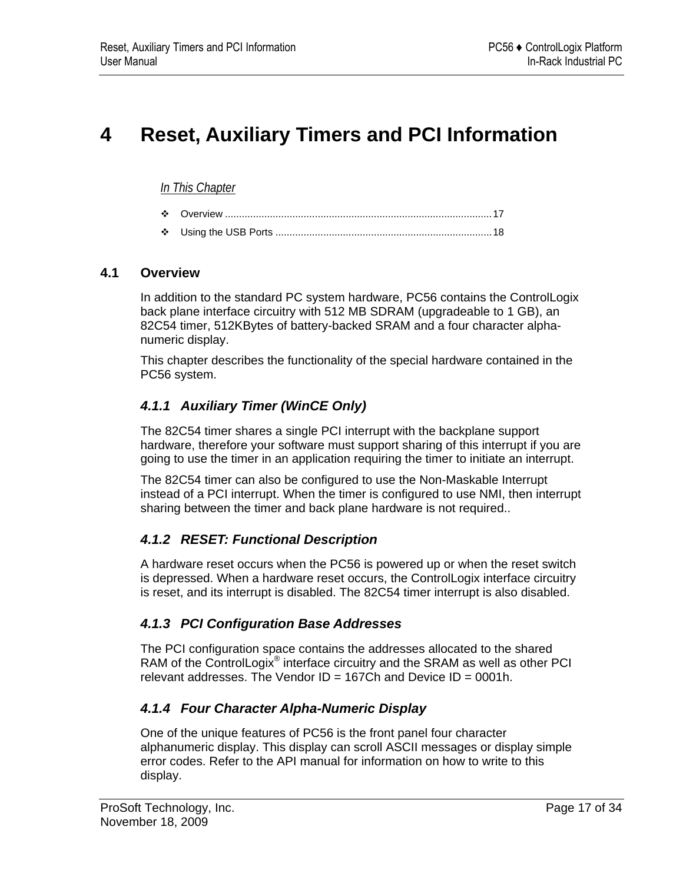# 4 Reset, Auxiliary Timers and PCI Information

*In This Chapter*

- Overview ............................................................................................17
- Using the USB Ports ...........................................................................18

## 4.1 Overview

In addition to the standard PC system hardware, PC56 contains the ControlLogix back plane interface circuitry with 512 MB SDRAM (upgradeable to 1 GB), an 82C54 timer, 512KBytes of battery-backed SRAM and a four character alpha-numeric display.

This chapter describes the functionality of the special hardware contained in the PC56 system.

### 4.1.1 Auxiliary Timer (WinCE Only)

The 82C54 timer shares a single PCI interrupt with the backplane support hardware, therefore your software must support sharing of this interrupt if you are going to use the timer in an application requiring the timer to initiate an interrupt.

The 82C54 timer can also be configured to use the Non-Maskable Interrupt instead of a PCI interrupt. When the timer is configured to use NMI, then interrupt sharing between the timer and back plane hardware is not required..

### 4.1.2 RESET: Functional Description

A hardware reset occurs when the PC56 is powered up or when the reset switch is depressed. When a hardware reset occurs, the ControlLogix interface circuitry is reset, and its interrupt is disabled. The 82C54 timer interrupt is also disabled.

### 4.1.3 PCI Configuration Base Addresses

The PCI configuration space contains the addresses allocated to the shared RAM of the ControlLogix® interface circuitry and the SRAM as well as other PCI relevant addresses. The Vendor ID = 167Ch and Device ID = 0001h.

### 4.1.4 Four Character Alpha-Numeric Display

One of the unique features of PC56 is the front panel four character alphanumeric display. This display can scroll ASCII messages or display simple error codes. Refer to the API manual for information on how to write to this display.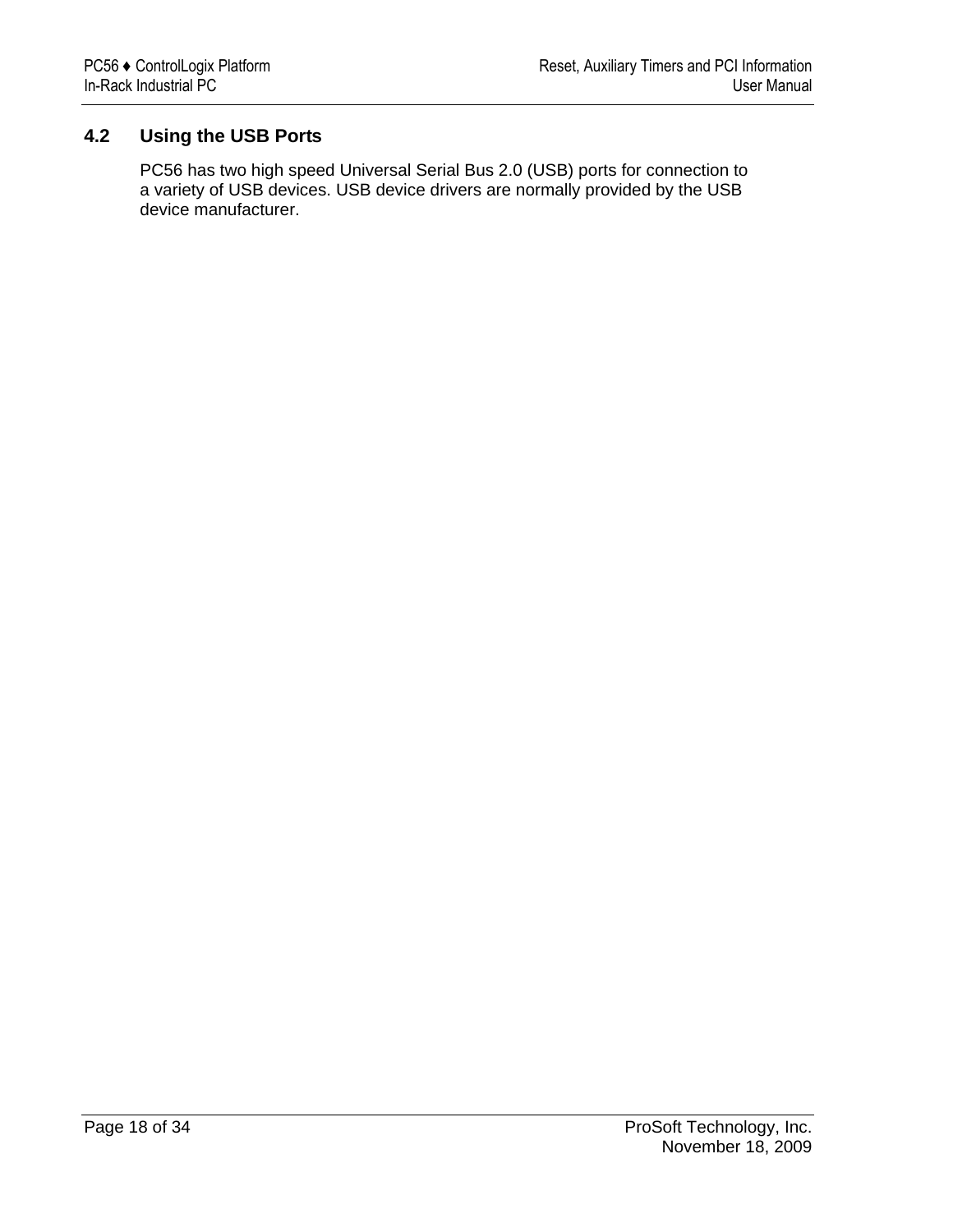## 4.2 Using the USB Ports

PC56 has two high speed Universal Serial Bus 2.0 (USB) ports for connection to a variety of USB devices. USB device drivers are normally provided by the USB device manufacturer.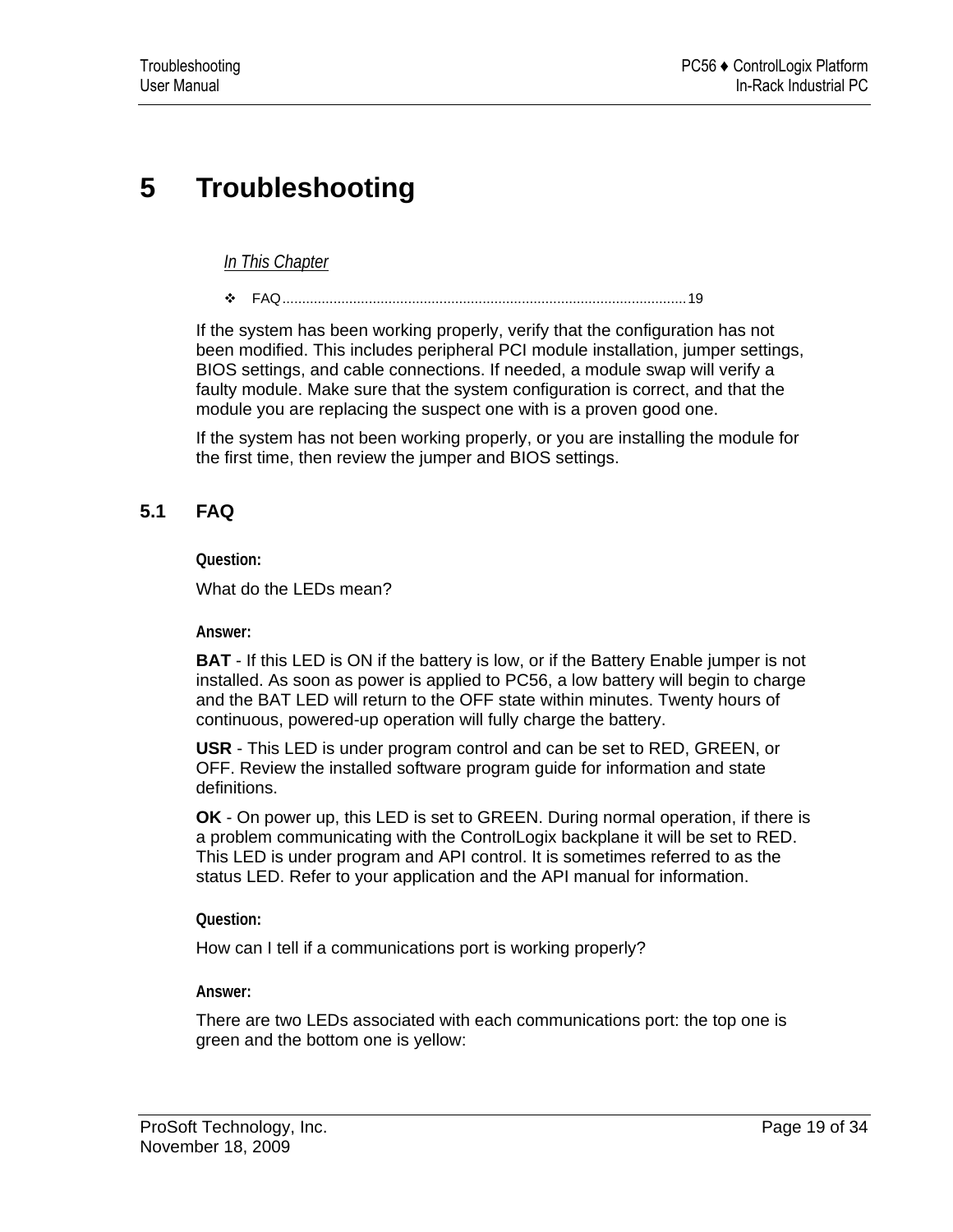# 5 Troubleshooting

*In This Chapter*

- FAQ .......................................................................................................19

If the system has been working properly, verify that the configuration has not been modified. This includes peripheral PCI module installation, jumper settings, BIOS settings, and cable connections. If needed, a module swap will verify a faulty module. Make sure that the system configuration is correct, and that the module you are replacing the suspect one with is a proven good one.

If the system has not been working properly, or you are installing the module for the first time, then review the jumper and BIOS settings.

## 5.1 FAQ

**Question:**

What do the LEDs mean?

**Answer:**

**BAT** - If this LED is ON if the battery is low, or if the Battery Enable jumper is not installed. As soon as power is applied to PC56, a low battery will begin to charge and the BAT LED will return to the OFF state within minutes. Twenty hours of continuous, powered-up operation will fully charge the battery.

**USR** - This LED is under program control and can be set to RED, GREEN, or OFF. Review the installed software program guide for information and state definitions.

**OK** - On power up, this LED is set to GREEN. During normal operation, if there is a problem communicating with the ControlLogix backplane it will be set to RED. This LED is under program and API control. It is sometimes referred to as the status LED. Refer to your application and the API manual for information.

**Question:**

How can I tell if a communications port is working properly?

**Answer:**

There are two LEDs associated with each communications port: the top one is green and the bottom one is yellow: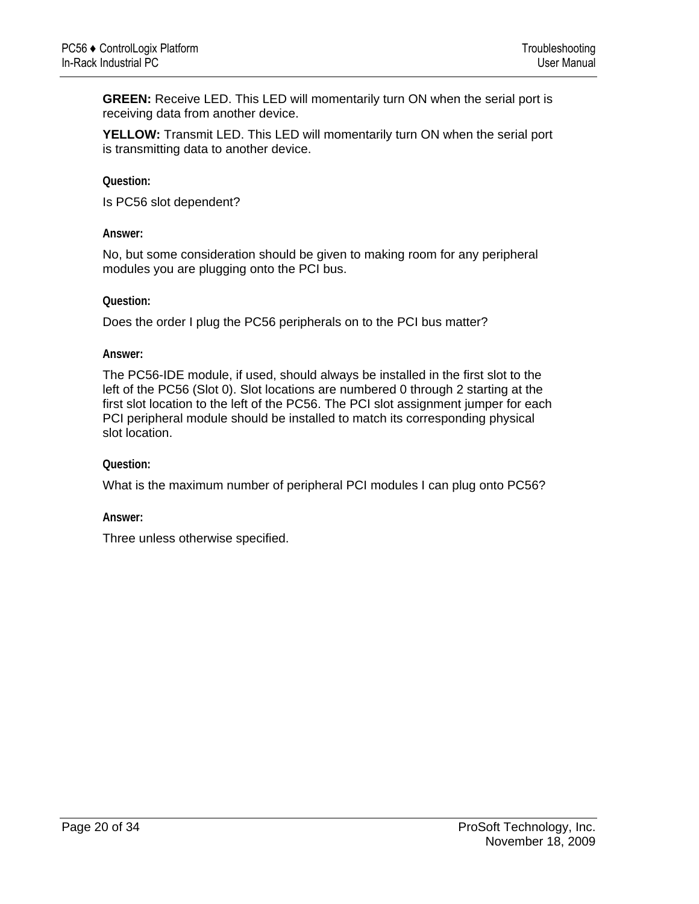**GREEN:** Receive LED. This LED will momentarily turn ON when the serial port is receiving data from another device.

**YELLOW:** Transmit LED. This LED will momentarily turn ON when the serial port is transmitting data to another device.

**Question:**

Is PC56 slot dependent?

**Answer:**

No, but some consideration should be given to making room for any peripheral modules you are plugging onto the PCI bus.

**Question:**

Does the order I plug the PC56 peripherals on to the PCI bus matter?

**Answer:**

The PC56-IDE module, if used, should always be installed in the first slot to the left of the PC56 (Slot 0). Slot locations are numbered 0 through 2 starting at the first slot location to the left of the PC56. The PCI slot assignment jumper for each PCI peripheral module should be installed to match its corresponding physical slot location.

**Question:**

What is the maximum number of peripheral PCI modules I can plug onto PC56?

**Answer:**

Three unless otherwise specified.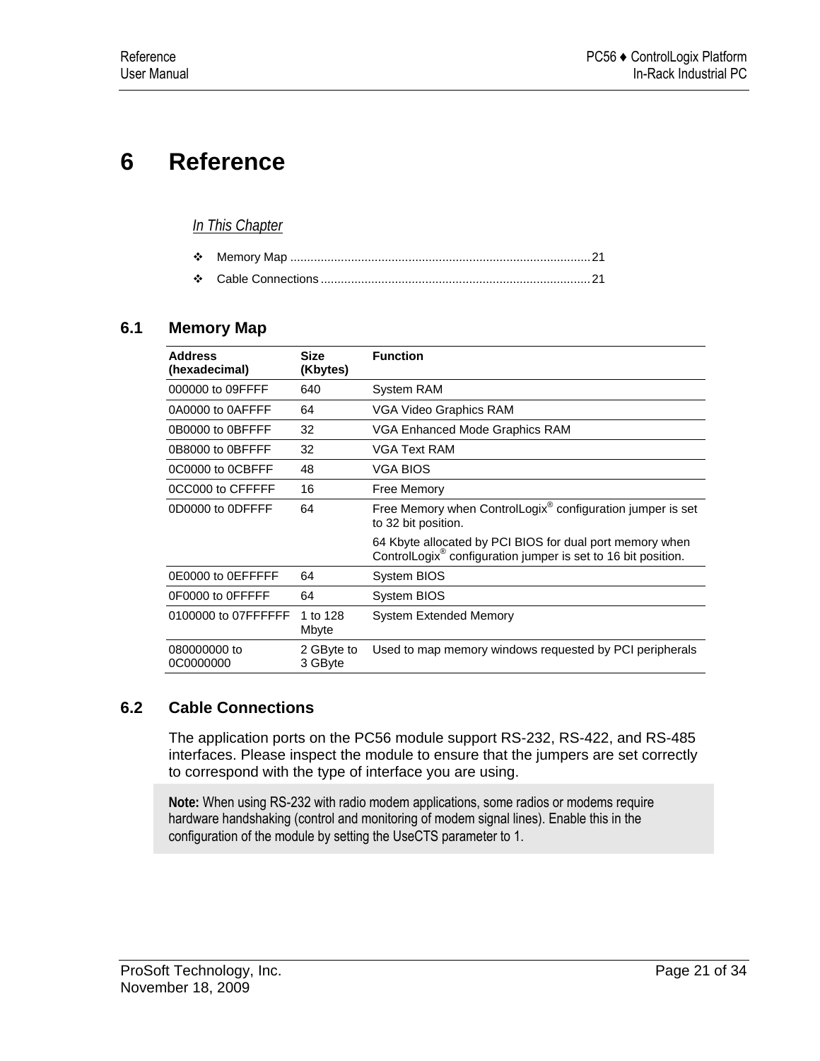// 6 Reference

*In This Chapter*

- Memory Map .......................................................................................... 21
- Cable Connections ................................................................................ 21

## 6.1 Memory Map

| Address (hexadecimal) | Size (Kbytes) | Function |
|---|---|---|
| 000000 to 09FFFF | 640 | System RAM |
| 0A0000 to 0AFFFF | 64 | VGA Video Graphics RAM |
| 0B0000 to 0BFFFF | 32 | VGA Enhanced Mode Graphics RAM |
| 0B8000 to 0BFFFF | 32 | VGA Text RAM |
| 0C0000 to 0CBFFF | 48 | VGA BIOS |
| 0CC000 to CFFFFF | 16 | Free Memory |
| 0D0000 to 0DFFFF | 64 | Free Memory when ControlLogix® configuration jumper is set to 32 bit position.<br>64 Kbyte allocated by PCI BIOS for dual port memory when ControlLogix® configuration jumper is set to 16 bit position. |
| 0E0000 to 0EFFFFF | 64 | System BIOS |
| 0F0000 to 0FFFFF | 64 | System BIOS |
| 0100000 to 07FFFFFF | 1 to 128 Mbyte | System Extended Memory |
| 080000000 to 0C0000000 | 2 GByte to 3 GByte | Used to map memory windows requested by PCI peripherals |

## 6.2 Cable Connections

The application ports on the PC56 module support RS-232, RS-422, and RS-485 interfaces. Please inspect the module to ensure that the jumpers are set correctly to correspond with the type of interface you are using.

> **Note:** When using RS-232 with radio modem applications, some radios or modems require hardware handshaking (control and monitoring of modem signal lines). Enable this in the configuration of the module by setting the UseCTS parameter to 1.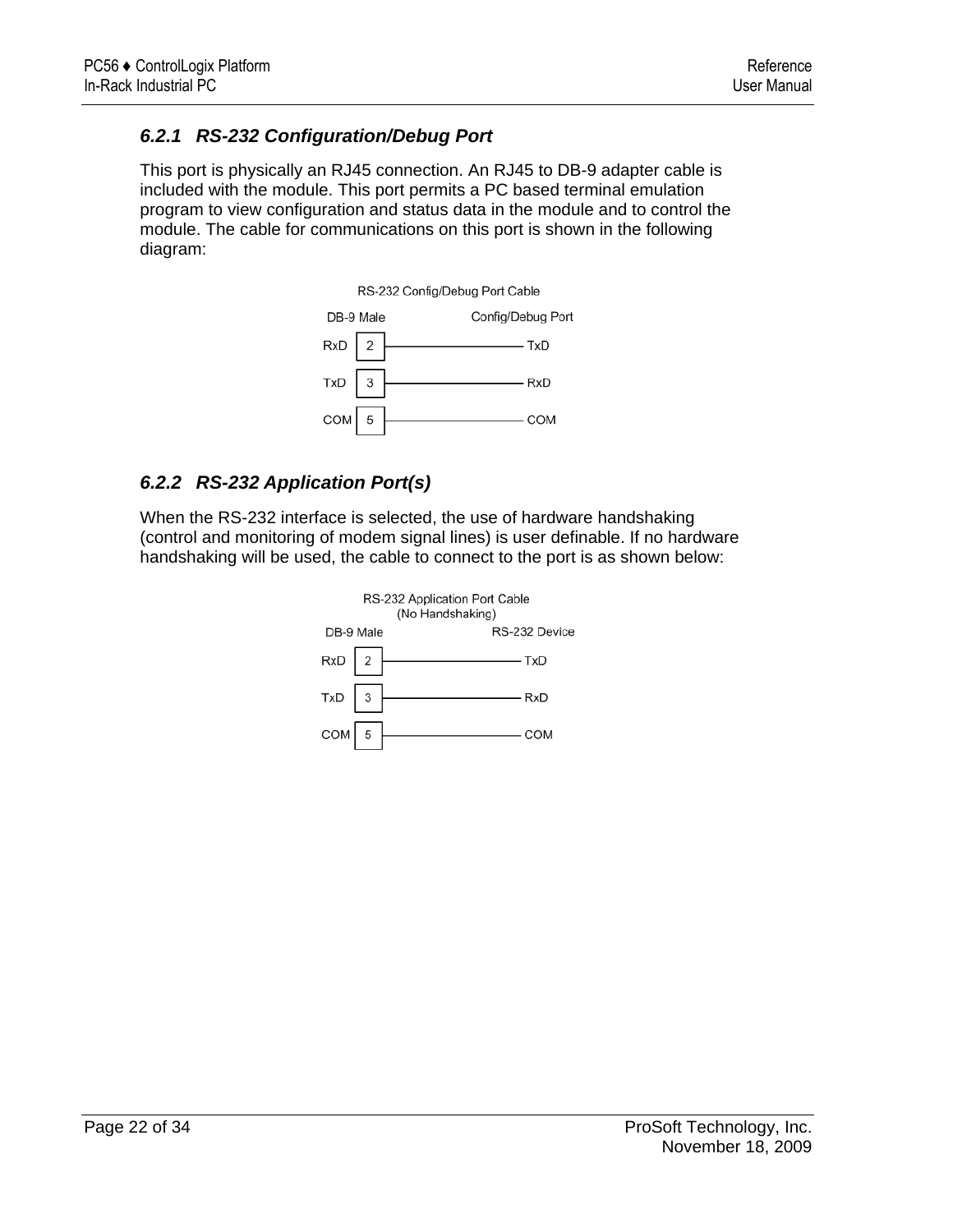### 6.2.1 RS-232 Configuration/Debug Port

This port is physically an RJ45 connection. An RJ45 to DB-9 adapter cable is included with the module. This port permits a PC based terminal emulation program to view configuration and status data in the module and to control the module. The cable for communications on this port is shown in the following diagram:

RS-232 Config/Debug Port Cable

| DB-9 Male | | Config/Debug Port |
|---|---|---|
| RxD | 2 | TxD |
| TxD | 3 | RxD |
| COM | 5 | COM |

### 6.2.2 RS-232 Application Port(s)

When the RS-232 interface is selected, the use of hardware handshaking (control and monitoring of modem signal lines) is user definable. If no hardware handshaking will be used, the cable to connect to the port is as shown below:

RS-232 Application Port Cable
(No Handshaking)

| DB-9 Male | | RS-232 Device |
|---|---|---|
| RxD | 2 | TxD |
| TxD | 3 | RxD |
| COM | 5 | COM |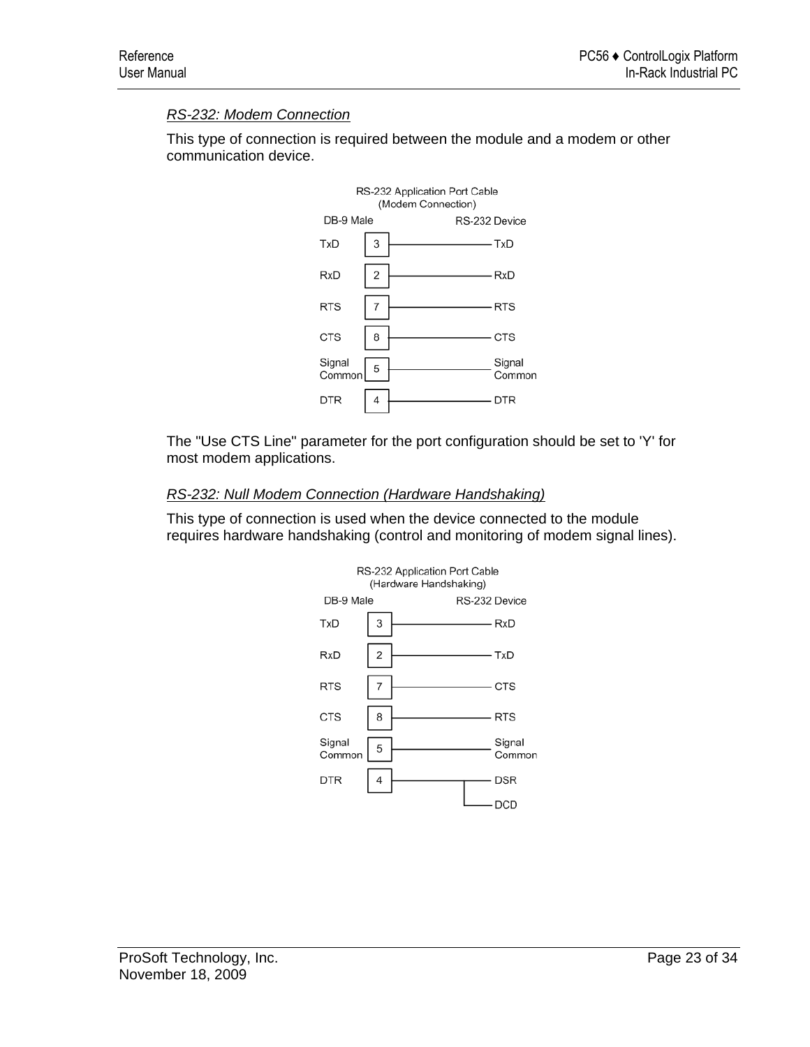*RS-232: Modem Connection*

This type of connection is required between the module and a modem or other communication device.

RS-232 Application Port Cable
(Modem Connection)

| DB-9 Male | Pin | RS-232 Device |
|---|---|---|
| TxD | 3 | TxD |
| RxD | 2 | RxD |
| RTS | 7 | RTS |
| CTS | 8 | CTS |
| Signal Common | 5 | Signal Common |
| DTR | 4 | DTR |

The "Use CTS Line" parameter for the port configuration should be set to 'Y' for most modem applications.

*RS-232: Null Modem Connection (Hardware Handshaking)*

This type of connection is used when the device connected to the module requires hardware handshaking (control and monitoring of modem signal lines).

RS-232 Application Port Cable
(Hardware Handshaking)

| DB-9 Male | Pin | RS-232 Device |
|---|---|---|
| TxD | 3 | RxD |
| RxD | 2 | TxD |
| RTS | 7 | CTS |
| CTS | 8 | RTS |
| Signal Common | 5 | Signal Common |
| DTR | 4 | DSR, DCD |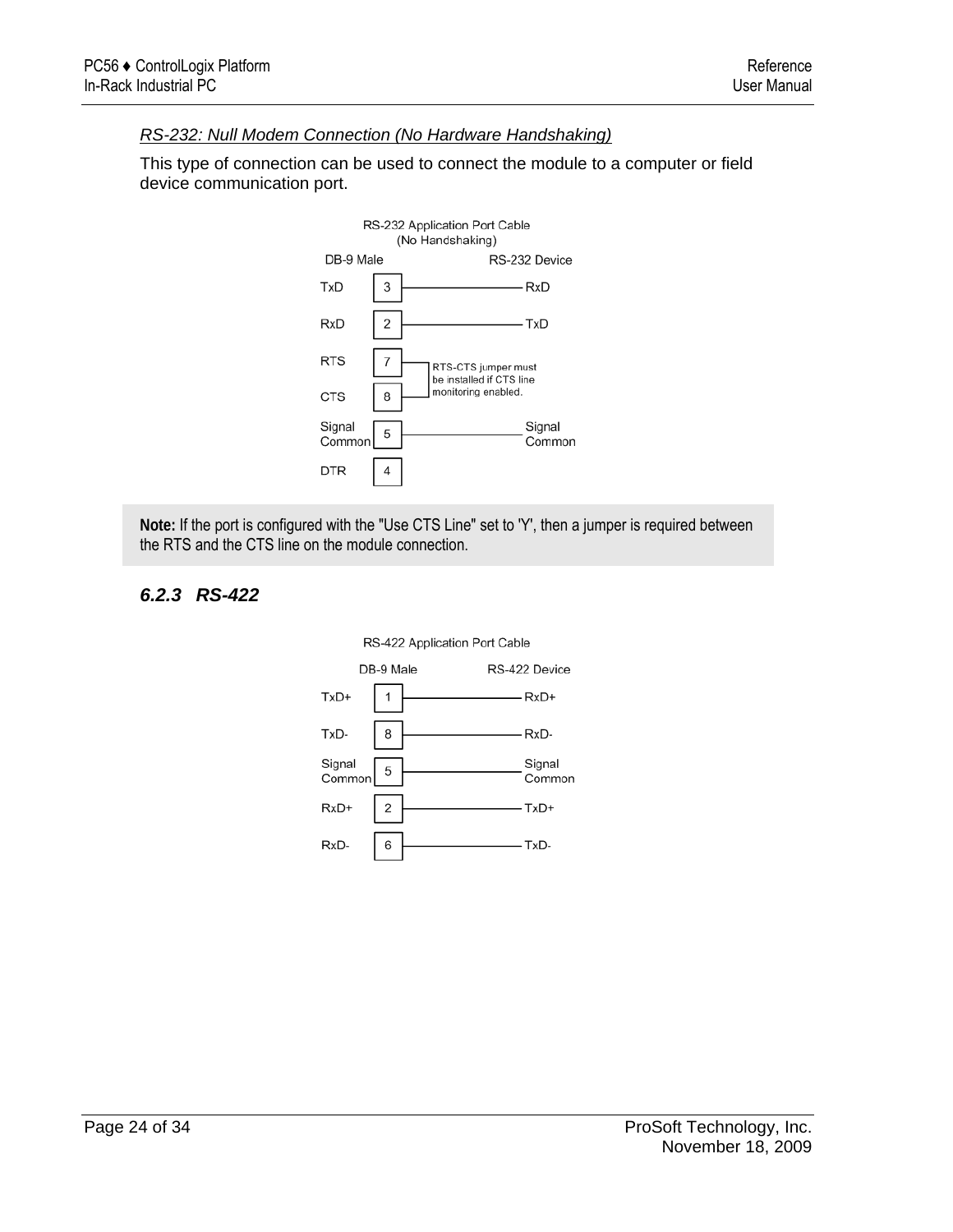*RS-232: Null Modem Connection (No Hardware Handshaking)*

This type of connection can be used to connect the module to a computer or field device communication port.

RS-232 Application Port Cable (No Handshaking)

| DB-9 Male | | RS-232 Device |
|---|---|---|
| TxD | 3 | RxD |
| RxD | 2 | TxD |
| RTS | 7 | RTS-CTS jumper must be installed if CTS line monitoring enabled. |
| CTS | 8 | |
| Signal Common | 5 | Signal Common |
| DTR | 4 | |

> **Note:** If the port is configured with the "Use CTS Line" set to 'Y', then a jumper is required between the RTS and the CTS line on the module connection.

### *6.2.3 RS-422*

RS-422 Application Port Cable

| DB-9 Male | | RS-422 Device |
|---|---|---|
| TxD+ | 1 | RxD+ |
| TxD- | 8 | RxD- |
| Signal Common | 5 | Signal Common |
| RxD+ | 2 | TxD+ |
| RxD- | 6 | TxD- |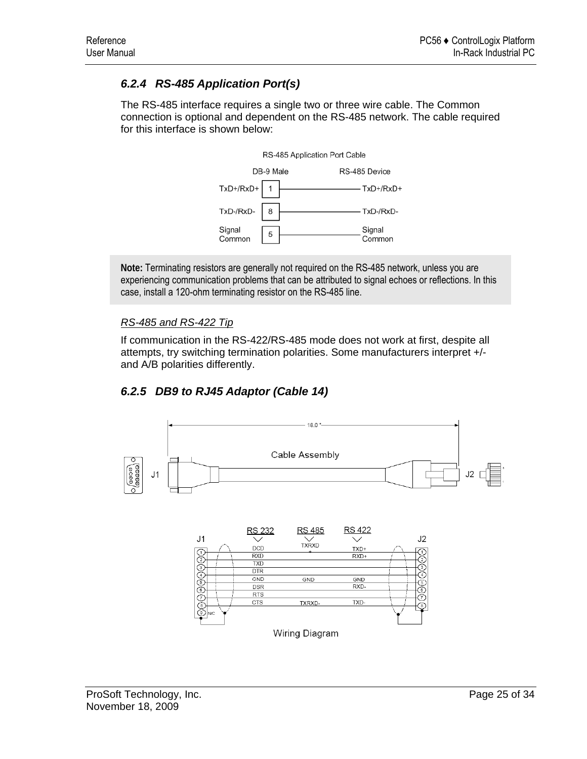### 6.2.4 RS-485 Application Port(s)

The RS-485 interface requires a single two or three wire cable. The Common connection is optional and dependent on the RS-485 network. The cable required for this interface is shown below:

RS-485 Application Port Cable

| DB-9 Male | | RS-485 Device |
|---|---|---|
| TxD+/RxD+ | 1 | TxD+/RxD+ |
| TxD-/RxD- | 8 | TxD-/RxD- |
| Signal Common | 5 | Signal Common |

**Note:** Terminating resistors are generally not required on the RS-485 network, unless you are experiencing communication problems that can be attributed to signal echoes or reflections. In this case, install a 120-ohm terminating resistor on the RS-485 line.

*RS-485 and RS-422 Tip*

If communication in the RS-422/RS-485 mode does not work at first, despite all attempts, try switching termination polarities. Some manufacturers interpret +/- and A/B polarities differently.

### 6.2.5 DB9 to RJ45 Adaptor (Cable 14)

18.0 "

Cable Assembly

J1 J2

| J1 | RS 232 | RS 485 | RS 422 | J2 |
|---|---|---|---|---|
| 1 | DCD | TXRXD | TXD+ | 1 |
| 2 | RXD | | RXD+ | 2 |
| 3 | TXD | | | 3 |
| 4 | DTR | | | 4 |
| 5 | GND | GND | GND | 5 |
| 6 | DSR | | RXD- | 6 |
| 7 | RTS | | | 7 |
| 8 | CTS | TXRXD- | TXD- | 8 |
| 9 N/C | | | | |

Wiring Diagram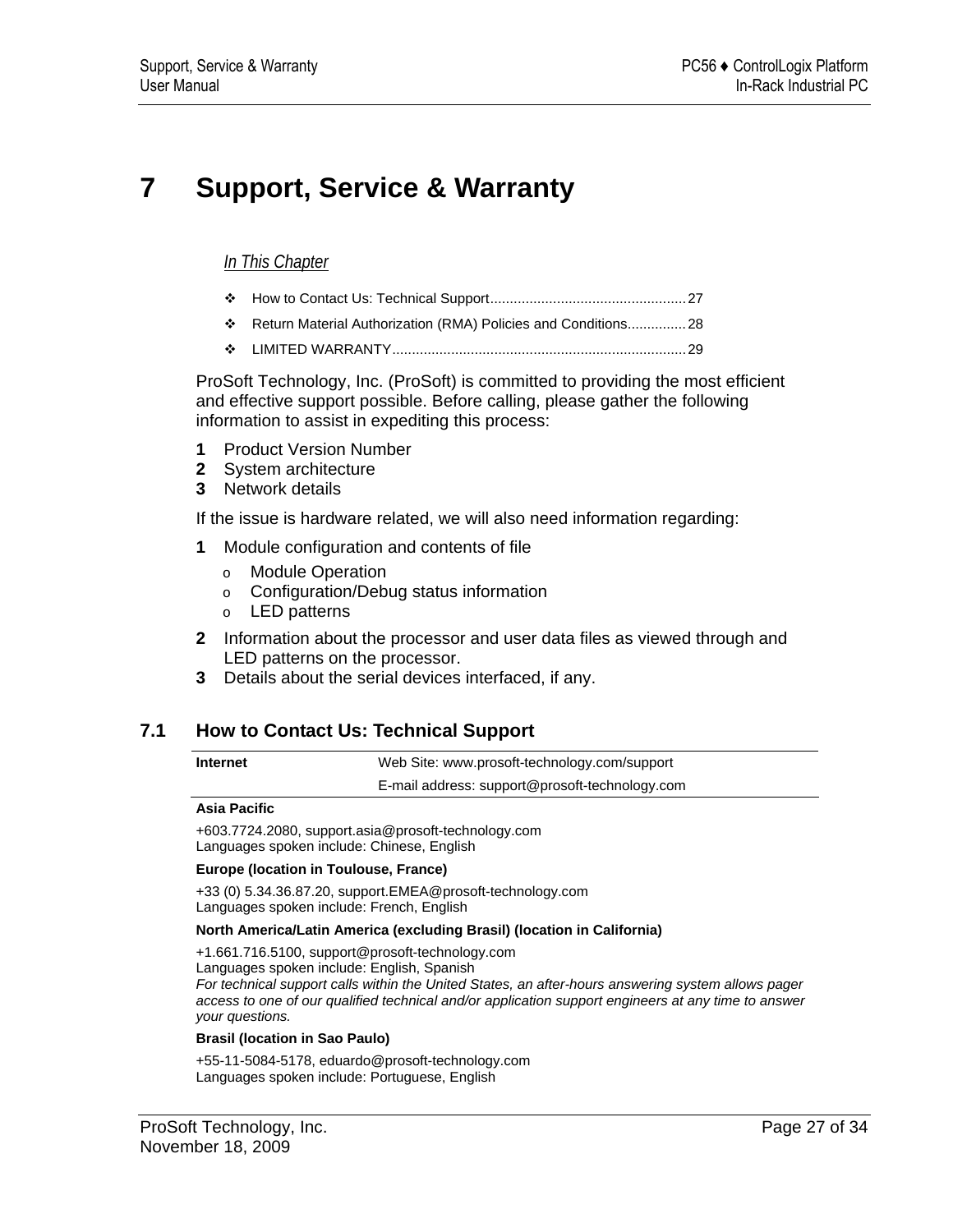# 7 Support, Service & Warranty

*In This Chapter*

- How to Contact Us: Technical Support.................................................27
- Return Material Authorization (RMA) Policies and Conditions...............28
- LIMITED WARRANTY...........................................................................29

ProSoft Technology, Inc. (ProSoft) is committed to providing the most efficient and effective support possible. Before calling, please gather the following information to assist in expediting this process:

1. Product Version Number
2. System architecture
3. Network details

If the issue is hardware related, we will also need information regarding:

1. Module configuration and contents of file
   - Module Operation
   - Configuration/Debug status information
   - LED patterns
2. Information about the processor and user data files as viewed through and LED patterns on the processor.
3. Details about the serial devices interfaced, if any.

## 7.1 How to Contact Us: Technical Support

| **Internet** | Web Site: www.prosoft-technology.com/support |
|---|---|
| | E-mail address: support@prosoft-technology.com |

**Asia Pacific**

+603.7724.2080, support.asia@prosoft-technology.com
Languages spoken include: Chinese, English

**Europe (location in Toulouse, France)**

+33 (0) 5.34.36.87.20, support.EMEA@prosoft-technology.com
Languages spoken include: French, English

**North America/Latin America (excluding Brasil) (location in California)**

+1.661.716.5100, support@prosoft-technology.com
Languages spoken include: English, Spanish
*For technical support calls within the United States, an after-hours answering system allows pager access to one of our qualified technical and/or application support engineers at any time to answer your questions.*

**Brasil (location in Sao Paulo)**

+55-11-5084-5178, eduardo@prosoft-technology.com
Languages spoken include: Portuguese, English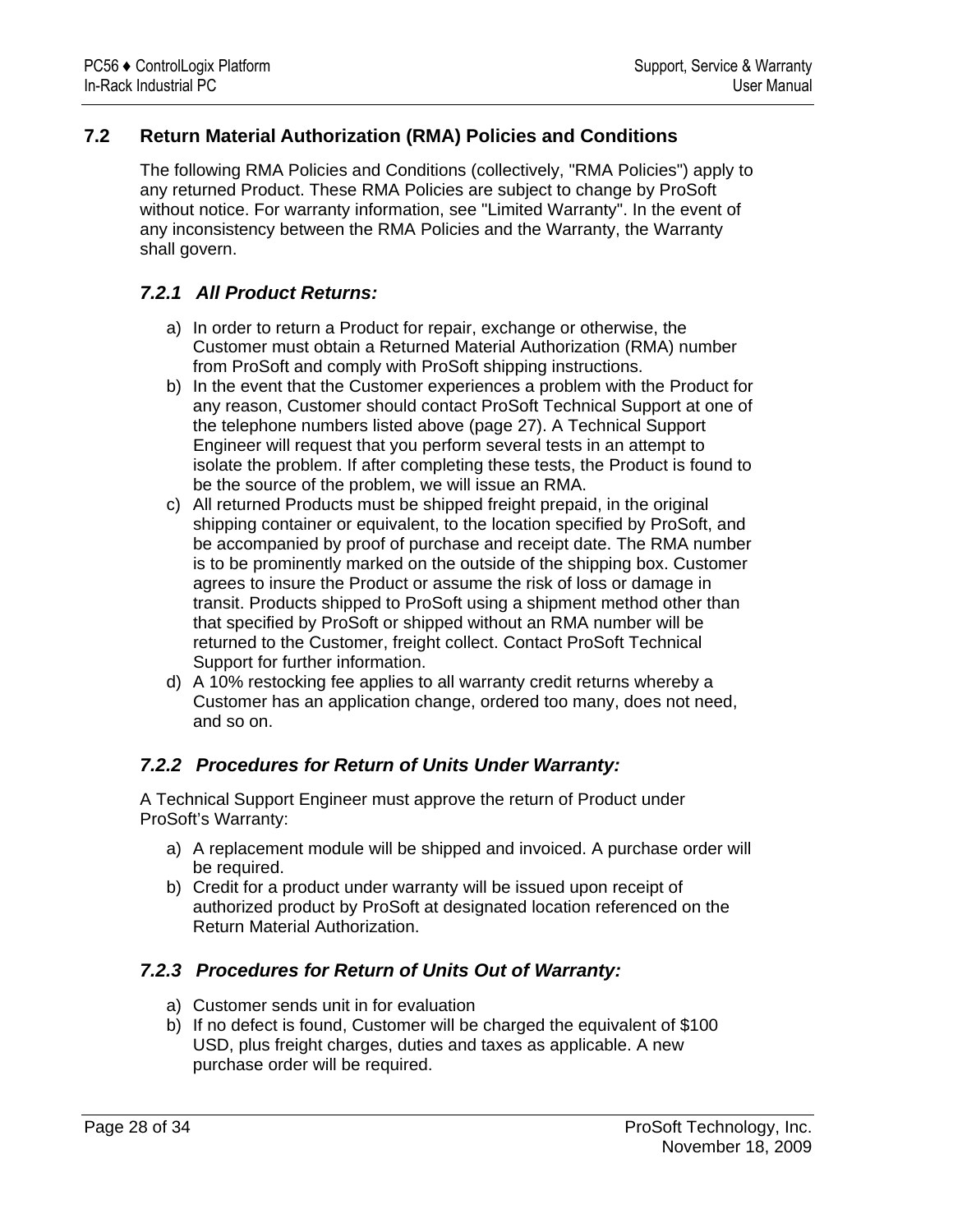## 7.2 Return Material Authorization (RMA) Policies and Conditions

The following RMA Policies and Conditions (collectively, "RMA Policies") apply to any returned Product. These RMA Policies are subject to change by ProSoft without notice. For warranty information, see "Limited Warranty". In the event of any inconsistency between the RMA Policies and the Warranty, the Warranty shall govern.

### *7.2.1 All Product Returns:*

a) In order to return a Product for repair, exchange or otherwise, the Customer must obtain a Returned Material Authorization (RMA) number from ProSoft and comply with ProSoft shipping instructions.
b) In the event that the Customer experiences a problem with the Product for any reason, Customer should contact ProSoft Technical Support at one of the telephone numbers listed above (page 27). A Technical Support Engineer will request that you perform several tests in an attempt to isolate the problem. If after completing these tests, the Product is found to be the source of the problem, we will issue an RMA.
c) All returned Products must be shipped freight prepaid, in the original shipping container or equivalent, to the location specified by ProSoft, and be accompanied by proof of purchase and receipt date. The RMA number is to be prominently marked on the outside of the shipping box. Customer agrees to insure the Product or assume the risk of loss or damage in transit. Products shipped to ProSoft using a shipment method other than that specified by ProSoft or shipped without an RMA number will be returned to the Customer, freight collect. Contact ProSoft Technical Support for further information.
d) A 10% restocking fee applies to all warranty credit returns whereby a Customer has an application change, ordered too many, does not need, and so on.

### *7.2.2 Procedures for Return of Units Under Warranty:*

A Technical Support Engineer must approve the return of Product under ProSoft's Warranty:

a) A replacement module will be shipped and invoiced. A purchase order will be required.
b) Credit for a product under warranty will be issued upon receipt of authorized product by ProSoft at designated location referenced on the Return Material Authorization.

### *7.2.3 Procedures for Return of Units Out of Warranty:*

a) Customer sends unit in for evaluation
b) If no defect is found, Customer will be charged the equivalent of $100 USD, plus freight charges, duties and taxes as applicable. A new purchase order will be required.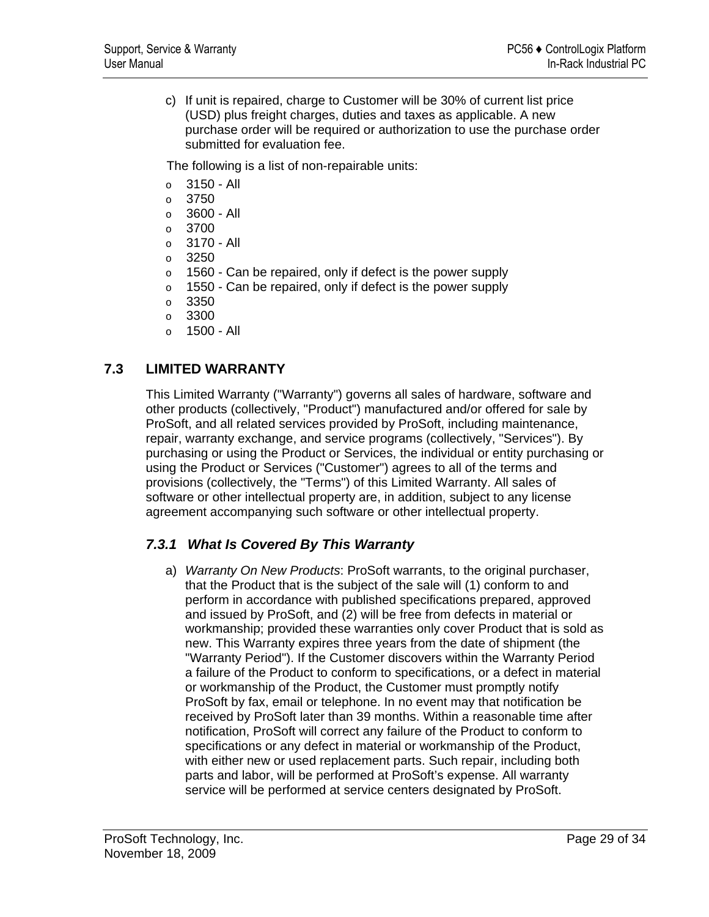c) If unit is repaired, charge to Customer will be 30% of current list price (USD) plus freight charges, duties and taxes as applicable. A new purchase order will be required or authorization to use the purchase order submitted for evaluation fee.

The following is a list of non-repairable units:

- 3150 - All
- 3750
- 3600 - All
- 3700
- 3170 - All
- 3250
- 1560 - Can be repaired, only if defect is the power supply
- 1550 - Can be repaired, only if defect is the power supply
- 3350
- 3300
- 1500 - All

## 7.3 LIMITED WARRANTY

This Limited Warranty ("Warranty") governs all sales of hardware, software and other products (collectively, "Product") manufactured and/or offered for sale by ProSoft, and all related services provided by ProSoft, including maintenance, repair, warranty exchange, and service programs (collectively, "Services"). By purchasing or using the Product or Services, the individual or entity purchasing or using the Product or Services ("Customer") agrees to all of the terms and provisions (collectively, the "Terms") of this Limited Warranty. All sales of software or other intellectual property are, in addition, subject to any license agreement accompanying such software or other intellectual property.

### *7.3.1 What Is Covered By This Warranty*

a) *Warranty On New Products*: ProSoft warrants, to the original purchaser, that the Product that is the subject of the sale will (1) conform to and perform in accordance with published specifications prepared, approved and issued by ProSoft, and (2) will be free from defects in material or workmanship; provided these warranties only cover Product that is sold as new. This Warranty expires three years from the date of shipment (the "Warranty Period"). If the Customer discovers within the Warranty Period a failure of the Product to conform to specifications, or a defect in material or workmanship of the Product, the Customer must promptly notify ProSoft by fax, email or telephone. In no event may that notification be received by ProSoft later than 39 months. Within a reasonable time after notification, ProSoft will correct any failure of the Product to conform to specifications or any defect in material or workmanship of the Product, with either new or used replacement parts. Such repair, including both parts and labor, will be performed at ProSoft's expense. All warranty service will be performed at service centers designated by ProSoft.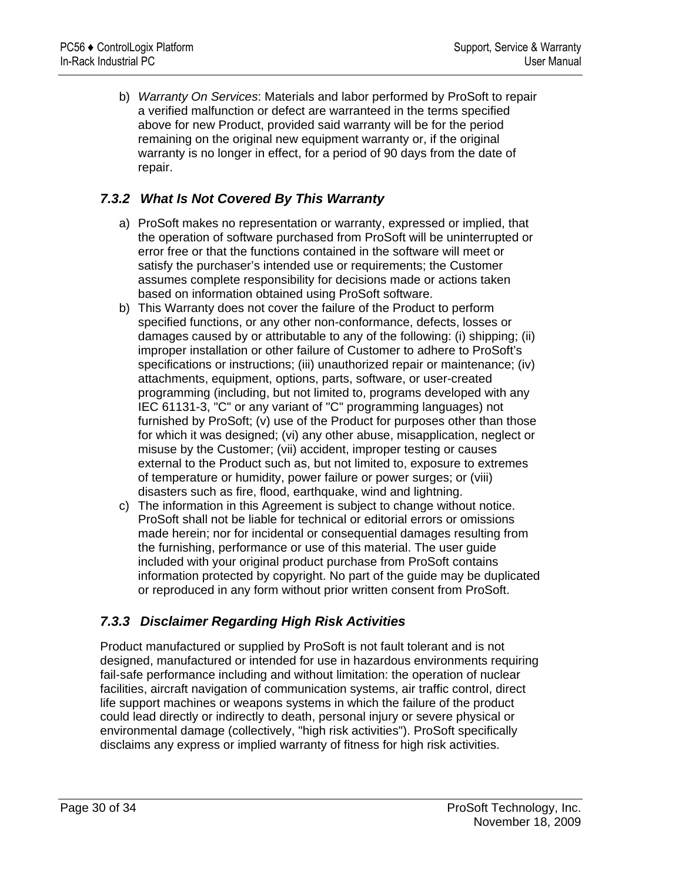b) *Warranty On Services*: Materials and labor performed by ProSoft to repair a verified malfunction or defect are warranteed in the terms specified above for new Product, provided said warranty will be for the period remaining on the original new equipment warranty or, if the original warranty is no longer in effect, for a period of 90 days from the date of repair.

### *7.3.2 What Is Not Covered By This Warranty*

a) ProSoft makes no representation or warranty, expressed or implied, that the operation of software purchased from ProSoft will be uninterrupted or error free or that the functions contained in the software will meet or satisfy the purchaser's intended use or requirements; the Customer assumes complete responsibility for decisions made or actions taken based on information obtained using ProSoft software.

b) This Warranty does not cover the failure of the Product to perform specified functions, or any other non-conformance, defects, losses or damages caused by or attributable to any of the following: (i) shipping; (ii) improper installation or other failure of Customer to adhere to ProSoft's specifications or instructions; (iii) unauthorized repair or maintenance; (iv) attachments, equipment, options, parts, software, or user-created programming (including, but not limited to, programs developed with any IEC 61131-3, "C" or any variant of "C" programming languages) not furnished by ProSoft; (v) use of the Product for purposes other than those for which it was designed; (vi) any other abuse, misapplication, neglect or misuse by the Customer; (vii) accident, improper testing or causes external to the Product such as, but not limited to, exposure to extremes of temperature or humidity, power failure or power surges; or (viii) disasters such as fire, flood, earthquake, wind and lightning.

c) The information in this Agreement is subject to change without notice. ProSoft shall not be liable for technical or editorial errors or omissions made herein; nor for incidental or consequential damages resulting from the furnishing, performance or use of this material. The user guide included with your original product purchase from ProSoft contains information protected by copyright. No part of the guide may be duplicated or reproduced in any form without prior written consent from ProSoft.

### *7.3.3 Disclaimer Regarding High Risk Activities*

Product manufactured or supplied by ProSoft is not fault tolerant and is not designed, manufactured or intended for use in hazardous environments requiring fail-safe performance including and without limitation: the operation of nuclear facilities, aircraft navigation of communication systems, air traffic control, direct life support machines or weapons systems in which the failure of the product could lead directly or indirectly to death, personal injury or severe physical or environmental damage (collectively, "high risk activities"). ProSoft specifically disclaims any express or implied warranty of fitness for high risk activities.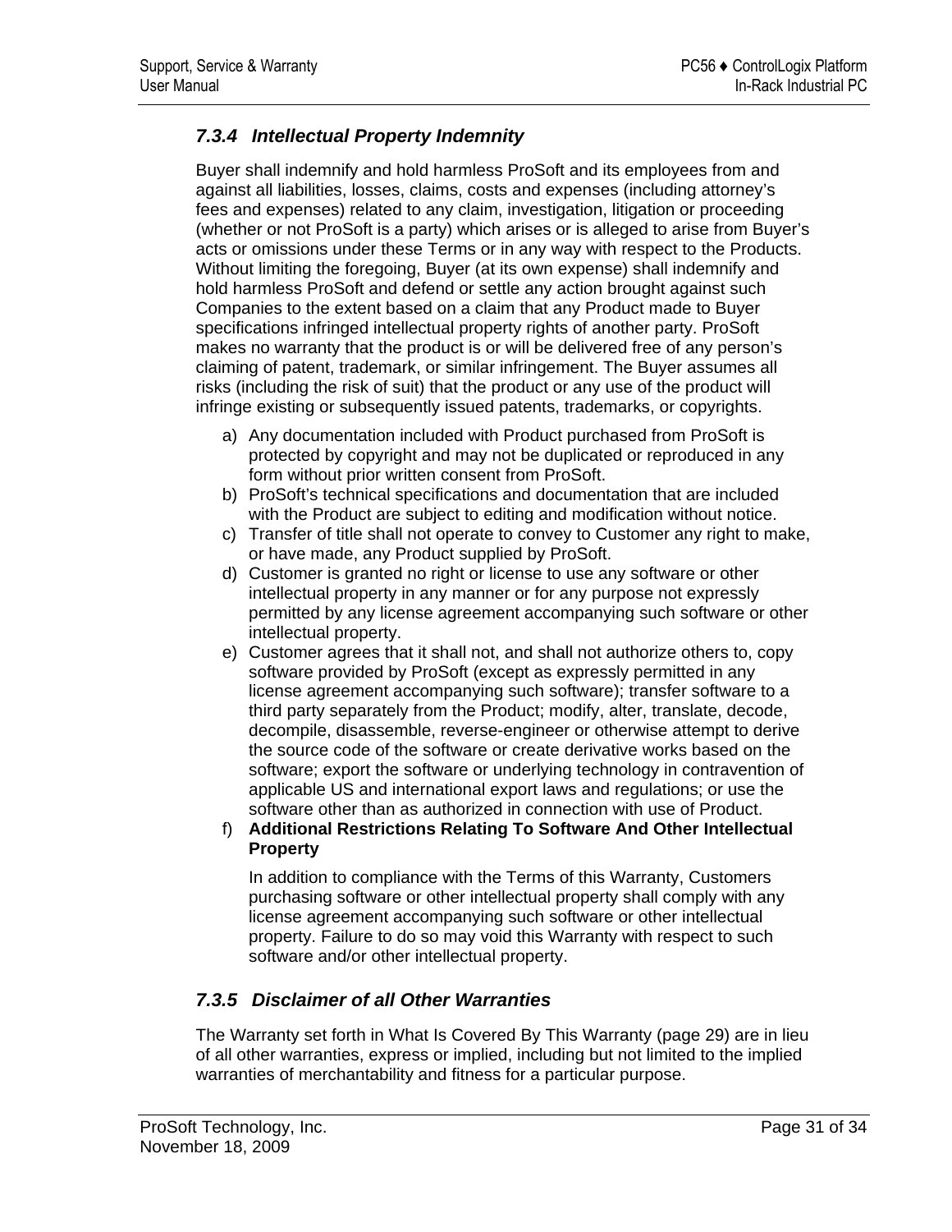### *7.3.4 Intellectual Property Indemnity*

Buyer shall indemnify and hold harmless ProSoft and its employees from and against all liabilities, losses, claims, costs and expenses (including attorney's fees and expenses) related to any claim, investigation, litigation or proceeding (whether or not ProSoft is a party) which arises or is alleged to arise from Buyer's acts or omissions under these Terms or in any way with respect to the Products. Without limiting the foregoing, Buyer (at its own expense) shall indemnify and hold harmless ProSoft and defend or settle any action brought against such Companies to the extent based on a claim that any Product made to Buyer specifications infringed intellectual property rights of another party. ProSoft makes no warranty that the product is or will be delivered free of any person's claiming of patent, trademark, or similar infringement. The Buyer assumes all risks (including the risk of suit) that the product or any use of the product will infringe existing or subsequently issued patents, trademarks, or copyrights.

a) Any documentation included with Product purchased from ProSoft is protected by copyright and may not be duplicated or reproduced in any form without prior written consent from ProSoft.
b) ProSoft's technical specifications and documentation that are included with the Product are subject to editing and modification without notice.
c) Transfer of title shall not operate to convey to Customer any right to make, or have made, any Product supplied by ProSoft.
d) Customer is granted no right or license to use any software or other intellectual property in any manner or for any purpose not expressly permitted by any license agreement accompanying such software or other intellectual property.
e) Customer agrees that it shall not, and shall not authorize others to, copy software provided by ProSoft (except as expressly permitted in any license agreement accompanying such software); transfer software to a third party separately from the Product; modify, alter, translate, decode, decompile, disassemble, reverse-engineer or otherwise attempt to derive the source code of the software or create derivative works based on the software; export the software or underlying technology in contravention of applicable US and international export laws and regulations; or use the software other than as authorized in connection with use of Product.
f) **Additional Restrictions Relating To Software And Other Intellectual Property**

   In addition to compliance with the Terms of this Warranty, Customers purchasing software or other intellectual property shall comply with any license agreement accompanying such software or other intellectual property. Failure to do so may void this Warranty with respect to such software and/or other intellectual property.

### *7.3.5 Disclaimer of all Other Warranties*

The Warranty set forth in What Is Covered By This Warranty (page 29) are in lieu of all other warranties, express or implied, including but not limited to the implied warranties of merchantability and fitness for a particular purpose.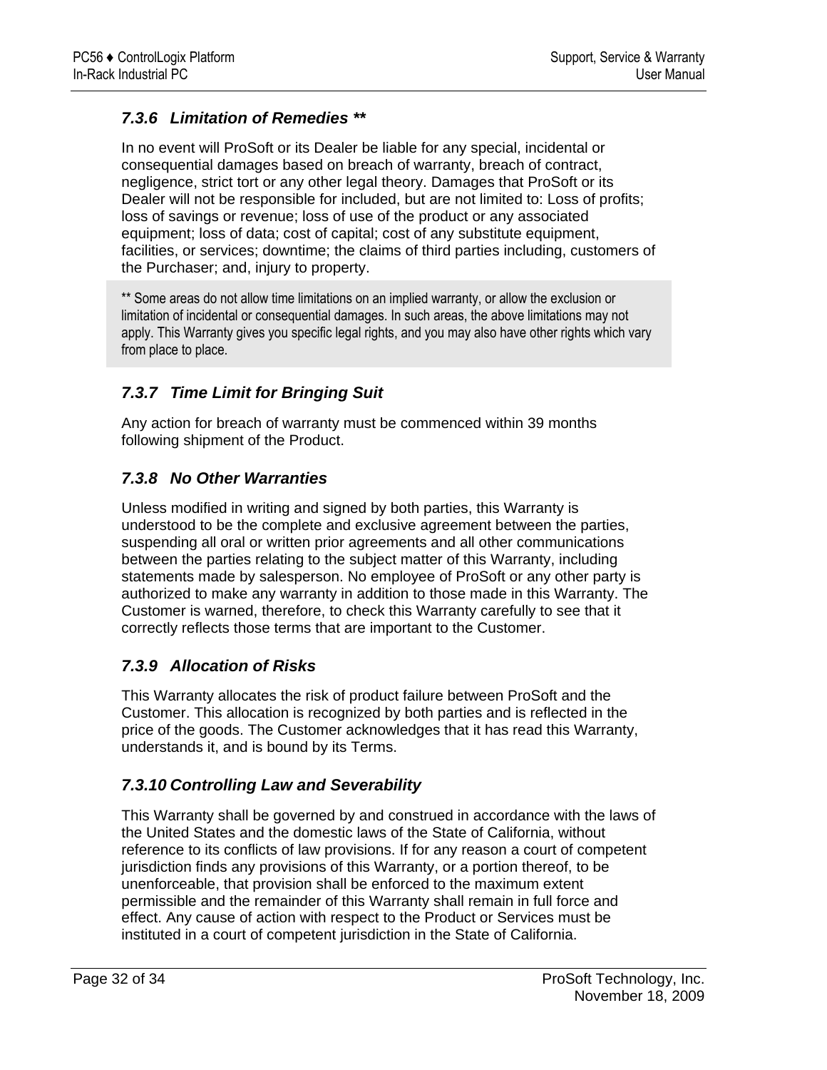### 7.3.6 Limitation of Remedies **

In no event will ProSoft or its Dealer be liable for any special, incidental or consequential damages based on breach of warranty, breach of contract, negligence, strict tort or any other legal theory. Damages that ProSoft or its Dealer will not be responsible for included, but are not limited to: Loss of profits; loss of savings or revenue; loss of use of the product or any associated equipment; loss of data; cost of capital; cost of any substitute equipment, facilities, or services; downtime; the claims of third parties including, customers of the Purchaser; and, injury to property.

** Some areas do not allow time limitations on an implied warranty, or allow the exclusion or limitation of incidental or consequential damages. In such areas, the above limitations may not apply. This Warranty gives you specific legal rights, and you may also have other rights which vary from place to place.

### 7.3.7 Time Limit for Bringing Suit

Any action for breach of warranty must be commenced within 39 months following shipment of the Product.

### 7.3.8 No Other Warranties

Unless modified in writing and signed by both parties, this Warranty is understood to be the complete and exclusive agreement between the parties, suspending all oral or written prior agreements and all other communications between the parties relating to the subject matter of this Warranty, including statements made by salesperson. No employee of ProSoft or any other party is authorized to make any warranty in addition to those made in this Warranty. The Customer is warned, therefore, to check this Warranty carefully to see that it correctly reflects those terms that are important to the Customer.

### 7.3.9 Allocation of Risks

This Warranty allocates the risk of product failure between ProSoft and the Customer. This allocation is recognized by both parties and is reflected in the price of the goods. The Customer acknowledges that it has read this Warranty, understands it, and is bound by its Terms.

### 7.3.10 Controlling Law and Severability

This Warranty shall be governed by and construed in accordance with the laws of the United States and the domestic laws of the State of California, without reference to its conflicts of law provisions. If for any reason a court of competent jurisdiction finds any provisions of this Warranty, or a portion thereof, to be unenforceable, that provision shall be enforced to the maximum extent permissible and the remainder of this Warranty shall remain in full force and effect. Any cause of action with respect to the Product or Services must be instituted in a court of competent jurisdiction in the State of California.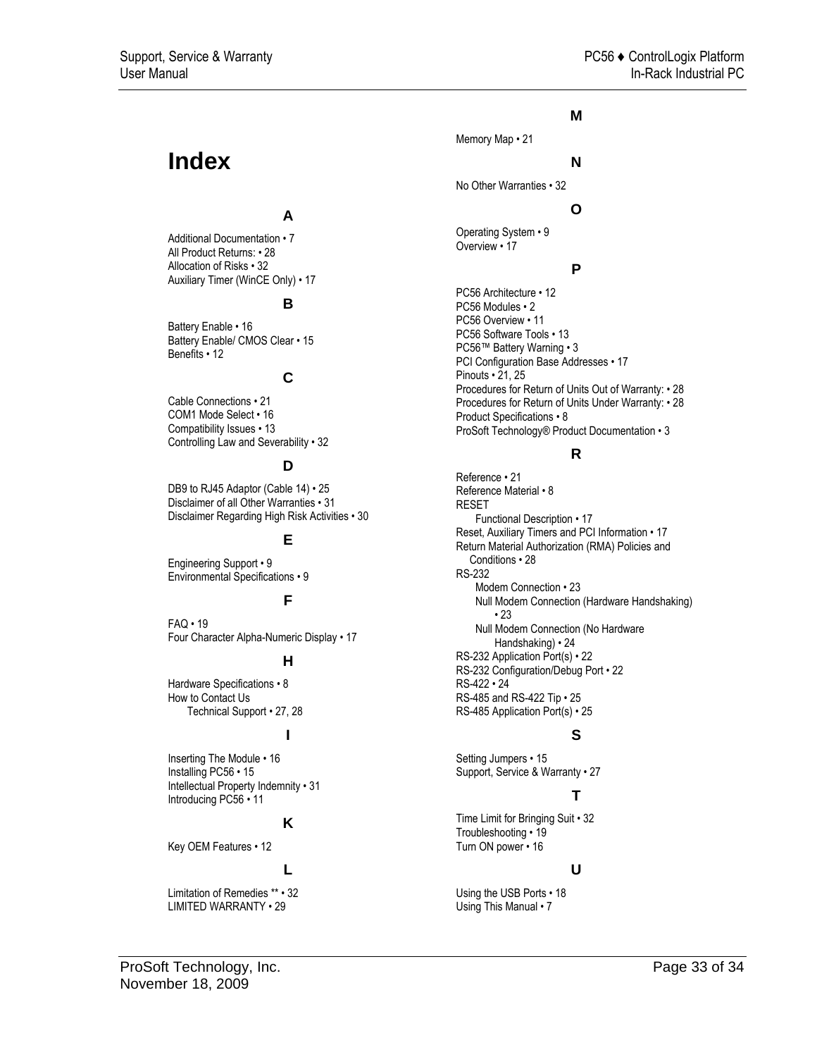# Index

### A

Additional Documentation • 7
All Product Returns: • 28
Allocation of Risks • 32
Auxiliary Timer (WinCE Only) • 17

### B

Battery Enable • 16
Battery Enable/ CMOS Clear • 15
Benefits • 12

### C

Cable Connections • 21
COM1 Mode Select • 16
Compatibility Issues • 13
Controlling Law and Severability • 32

### D

DB9 to RJ45 Adaptor (Cable 14) • 25
Disclaimer of all Other Warranties • 31
Disclaimer Regarding High Risk Activities • 30

### E

Engineering Support • 9
Environmental Specifications • 9

### F

FAQ • 19
Four Character Alpha-Numeric Display • 17

### H

Hardware Specifications • 8
How to Contact Us
    Technical Support • 27, 28

### I

Inserting The Module • 16
Installing PC56 • 15
Intellectual Property Indemnity • 31
Introducing PC56 • 11

### K

Key OEM Features • 12

### L

Limitation of Remedies ** • 32
LIMITED WARRANTY • 29

### M

Memory Map • 21

### N

No Other Warranties • 32

### O

Operating System • 9
Overview • 17

### P

PC56 Architecture • 12
PC56 Modules • 2
PC56 Overview • 11
PC56 Software Tools • 13
PC56™ Battery Warning • 3
PCI Configuration Base Addresses • 17
Pinouts • 21, 25
Procedures for Return of Units Out of Warranty: • 28
Procedures for Return of Units Under Warranty: • 28
Product Specifications • 8
ProSoft Technology® Product Documentation • 3

### R

Reference • 21
Reference Material • 8
RESET
    Functional Description • 17
Reset, Auxiliary Timers and PCI Information • 17
Return Material Authorization (RMA) Policies and Conditions • 28
RS-232
    Modem Connection • 23
    Null Modem Connection (Hardware Handshaking) • 23
    Null Modem Connection (No Hardware Handshaking) • 24
RS-232 Application Port(s) • 22
RS-232 Configuration/Debug Port • 22
RS-422 • 24
RS-485 and RS-422 Tip • 25
RS-485 Application Port(s) • 25

### S

Setting Jumpers • 15
Support, Service & Warranty • 27

### T

Time Limit for Bringing Suit • 32
Troubleshooting • 19
Turn ON power • 16

### U

Using the USB Ports • 18
Using This Manual • 7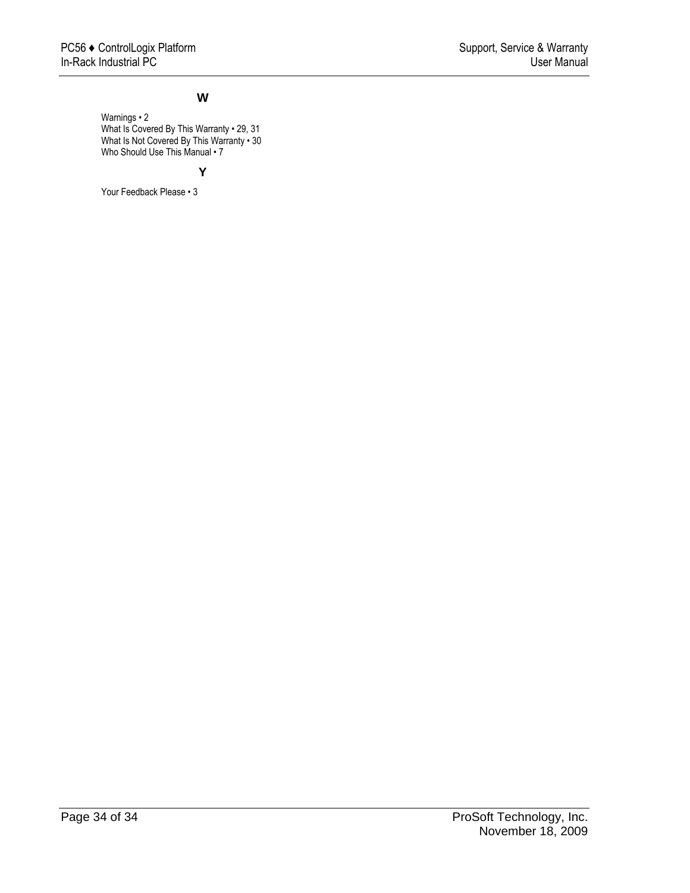## W

Warnings • 2
What Is Covered By This Warranty • 29, 31
What Is Not Covered By This Warranty • 30
Who Should Use This Manual • 7

## Y

Your Feedback Please • 3